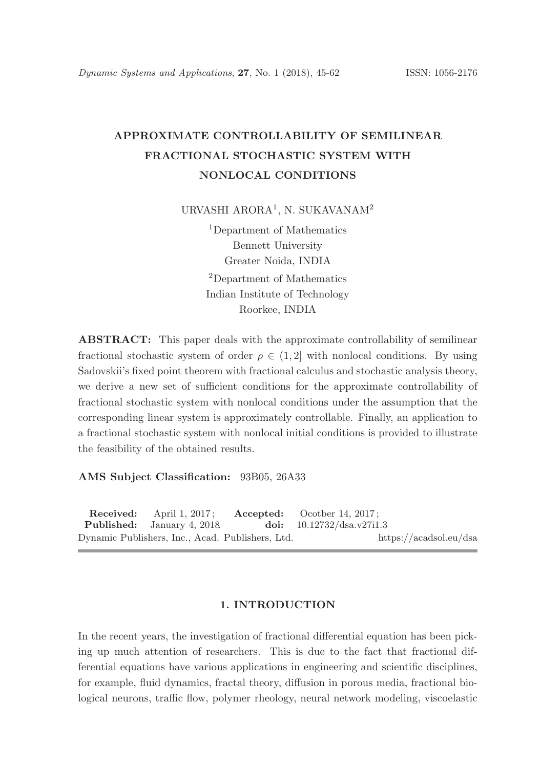# APPROXIMATE CONTROLLABILITY OF SEMILINEAR FRACTIONAL STOCHASTIC SYSTEM WITH NONLOCAL CONDITIONS

URVASHI ARORA[1], N. SUKAVANAM[2]

[1]Department of Mathematics
Bennett University
Greater Noida, INDIA

[2]Department of Mathematics
Indian Institute of Technology
Roorkee, INDIA

**ABSTRACT:** This paper deals with the approximate controllability of semilinear fractional stochastic system of order $\rho \in (1, 2]$ with nonlocal conditions. By using Sadovskii's fixed point theorem with fractional calculus and stochastic analysis theory, we derive a new set of sufficient conditions for the approximate controllability of fractional stochastic system with nonlocal conditions under the assumption that the corresponding linear system is approximately controllable. Finally, an application to a fractional stochastic system with nonlocal initial conditions is provided to illustrate the feasibility of the obtained results.

**AMS Subject Classification:** 93B05, 26A33

**Received:** April 1, 2017; **Accepted:** Ocotber 14, 2017;
**Published:** January 4, 2018 **doi:** 10.12732/dsa.v27i1.3
Dynamic Publishers, Inc., Acad. Publishers, Ltd. https://acadsol.eu/dsa

## 1. INTRODUCTION

In the recent years, the investigation of fractional differential equation has been picking up much attention of researchers. This is due to the fact that fractional differential equations have various applications in engineering and scientific disciplines, for example, fluid dynamics, fractal theory, diffusion in porous media, fractional biological neurons, traffic flow, polymer rheology, neural network modeling, viscoelastic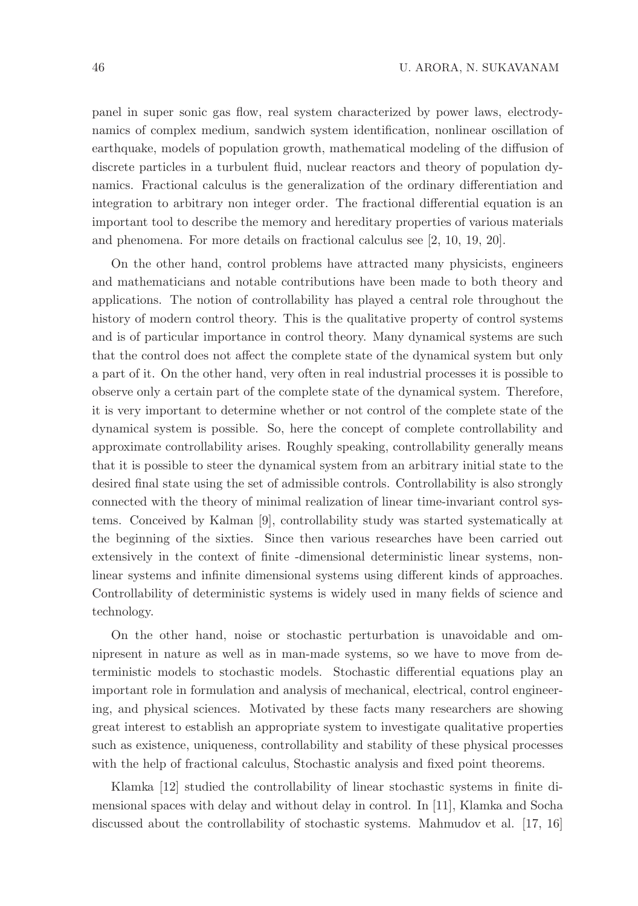panel in super sonic gas flow, real system characterized by power laws, electrodynamics of complex medium, sandwich system identification, nonlinear oscillation of earthquake, models of population growth, mathematical modeling of the diffusion of discrete particles in a turbulent fluid, nuclear reactors and theory of population dynamics. Fractional calculus is the generalization of the ordinary differentiation and integration to arbitrary non integer order. The fractional differential equation is an important tool to describe the memory and hereditary properties of various materials and phenomena. For more details on fractional calculus see [2, 10, 19, 20].

On the other hand, control problems have attracted many physicists, engineers and mathematicians and notable contributions have been made to both theory and applications. The notion of controllability has played a central role throughout the history of modern control theory. This is the qualitative property of control systems and is of particular importance in control theory. Many dynamical systems are such that the control does not affect the complete state of the dynamical system but only a part of it. On the other hand, very often in real industrial processes it is possible to observe only a certain part of the complete state of the dynamical system. Therefore, it is very important to determine whether or not control of the complete state of the dynamical system is possible. So, here the concept of complete controllability and approximate controllability arises. Roughly speaking, controllability generally means that it is possible to steer the dynamical system from an arbitrary initial state to the desired final state using the set of admissible controls. Controllability is also strongly connected with the theory of minimal realization of linear time-invariant control systems. Conceived by Kalman [9], controllability study was started systematically at the beginning of the sixties. Since then various researches have been carried out extensively in the context of finite -dimensional deterministic linear systems, nonlinear systems and infinite dimensional systems using different kinds of approaches. Controllability of deterministic systems is widely used in many fields of science and technology.

On the other hand, noise or stochastic perturbation is unavoidable and omnipresent in nature as well as in man-made systems, so we have to move from deterministic models to stochastic models. Stochastic differential equations play an important role in formulation and analysis of mechanical, electrical, control engineering, and physical sciences. Motivated by these facts many researchers are showing great interest to establish an appropriate system to investigate qualitative properties such as existence, uniqueness, controllability and stability of these physical processes with the help of fractional calculus, Stochastic analysis and fixed point theorems.

Klamka [12] studied the controllability of linear stochastic systems in finite dimensional spaces with delay and without delay in control. In [11], Klamka and Socha discussed about the controllability of stochastic systems. Mahmudov et al. [17, 16]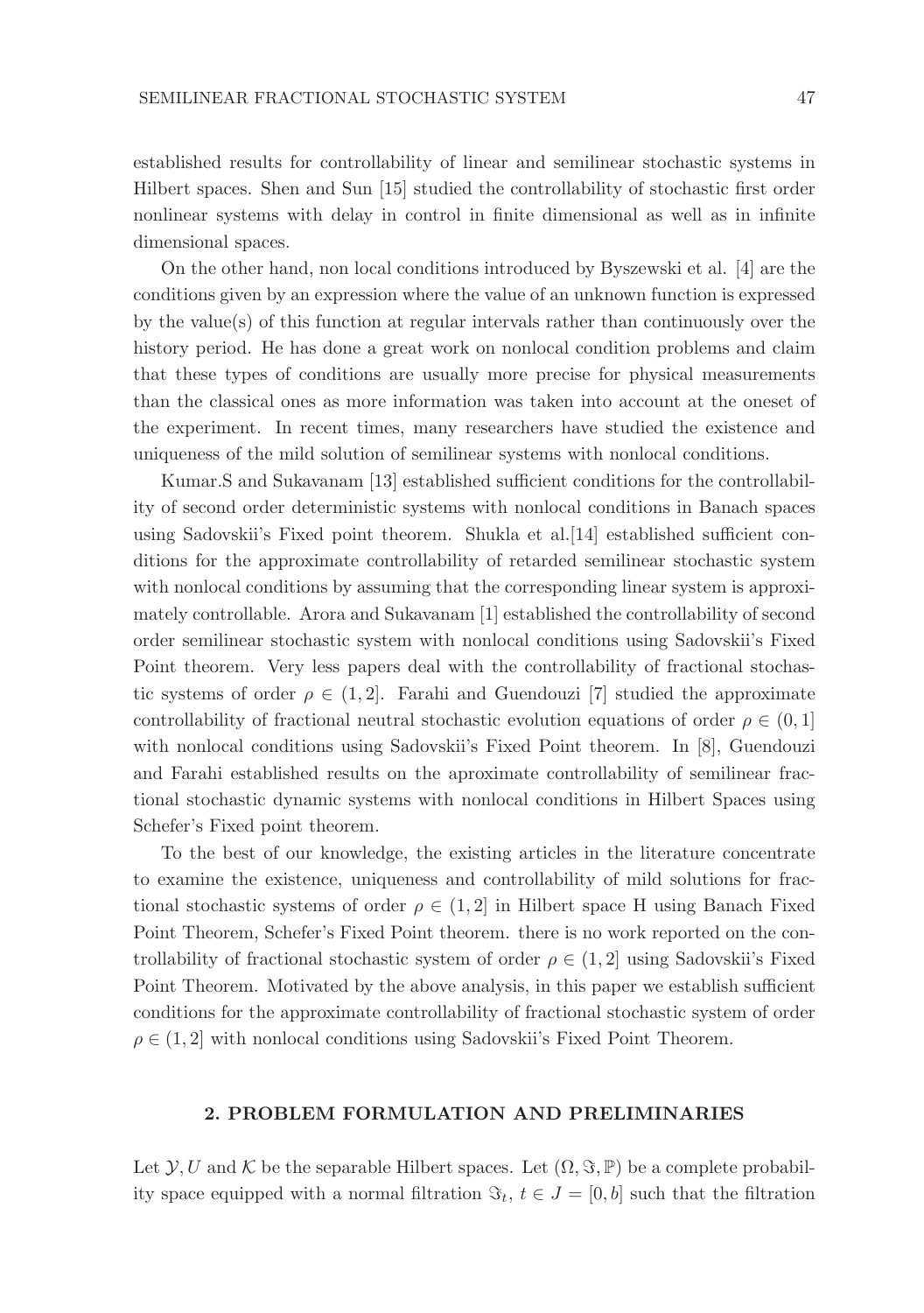established results for controllability of linear and semilinear stochastic systems in Hilbert spaces. Shen and Sun [15] studied the controllability of stochastic first order nonlinear systems with delay in control in finite dimensional as well as in infinite dimensional spaces.

On the other hand, non local conditions introduced by Byszewski et al. [4] are the conditions given by an expression where the value of an unknown function is expressed by the value(s) of this function at regular intervals rather than continuously over the history period. He has done a great work on nonlocal condition problems and claim that these types of conditions are usually more precise for physical measurements than the classical ones as more information was taken into account at the oneset of the experiment. In recent times, many researchers have studied the existence and uniqueness of the mild solution of semilinear systems with nonlocal conditions.

Kumar.S and Sukavanam [13] established sufficient conditions for the controllability of second order deterministic systems with nonlocal conditions in Banach spaces using Sadovskii's Fixed point theorem. Shukla et al.[14] established sufficient conditions for the approximate controllability of retarded semilinear stochastic system with nonlocal conditions by assuming that the corresponding linear system is approximately controllable. Arora and Sukavanam [1] established the controllability of second order semilinear stochastic system with nonlocal conditions using Sadovskii's Fixed Point theorem. Very less papers deal with the controllability of fractional stochastic systems of order $\rho \in (1, 2]$. Farahi and Guendouzi [7] studied the approximate controllability of fractional neutral stochastic evolution equations of order $\rho \in (0, 1]$ with nonlocal conditions using Sadovskii's Fixed Point theorem. In [8], Guendouzi and Farahi established results on the aproximate controllability of semilinear fractional stochastic dynamic systems with nonlocal conditions in Hilbert Spaces using Schefer's Fixed point theorem.

To the best of our knowledge, the existing articles in the literature concentrate to examine the existence, uniqueness and controllability of mild solutions for fractional stochastic systems of order $\rho \in (1, 2]$ in Hilbert space H using Banach Fixed Point Theorem, Schefer's Fixed Point theorem. there is no work reported on the controllability of fractional stochastic system of order $\rho \in (1, 2]$ using Sadovskii's Fixed Point Theorem. Motivated by the above analysis, in this paper we establish sufficient conditions for the approximate controllability of fractional stochastic system of order $\rho \in (1, 2]$ with nonlocal conditions using Sadovskii's Fixed Point Theorem.

## 2. PROBLEM FORMULATION AND PRELIMINARIES

Let $\mathcal{Y}, U$ and $\mathcal{K}$ be the separable Hilbert spaces. Let $(\Omega, \Im, \mathbb{P})$ be a complete probability space equipped with a normal filtration $\Im_t$, $t \in J = [0, b]$ such that the filtration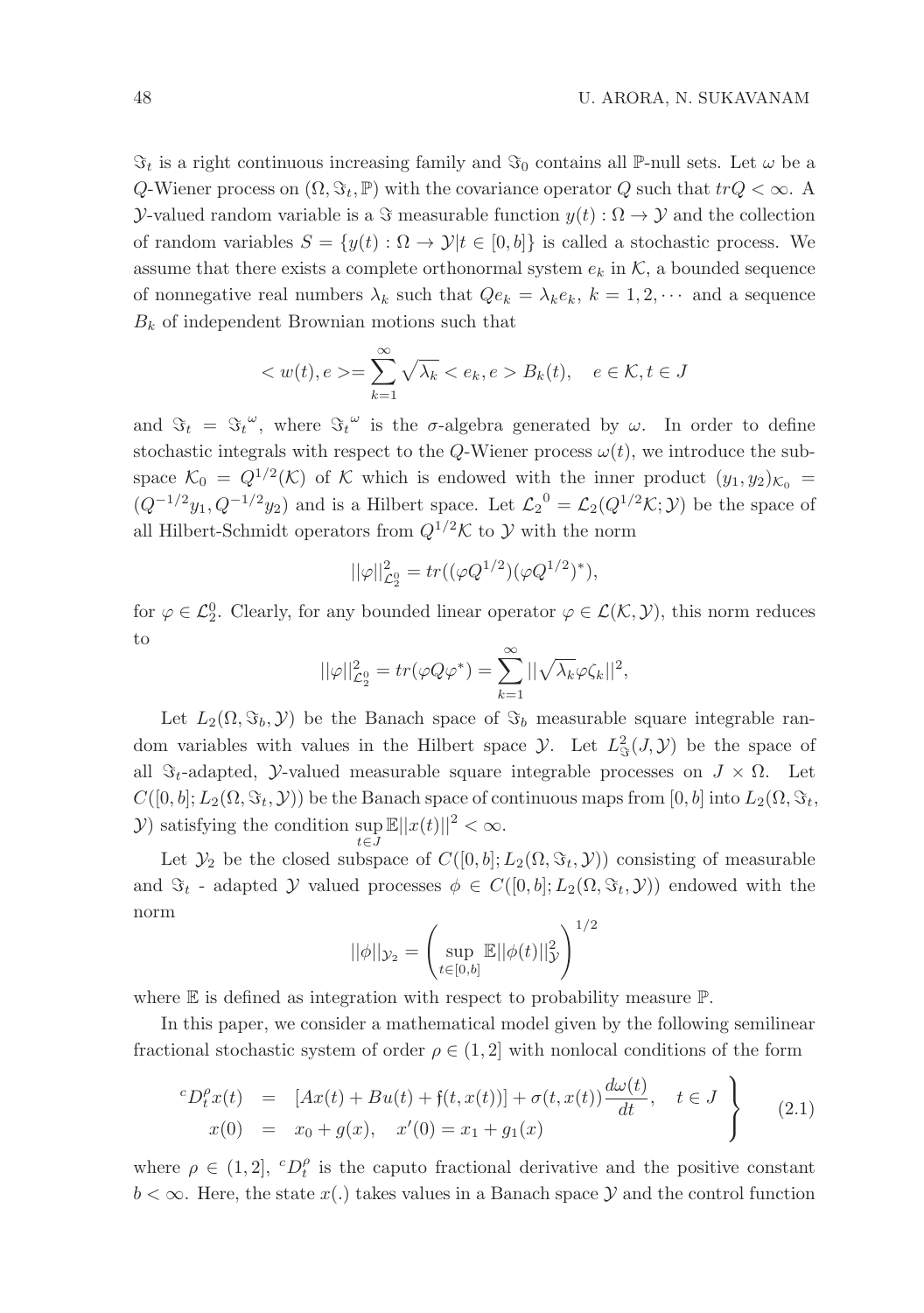$\Im_t$ is a right continuous increasing family and $\Im_0$ contains all $\mathbb{P}$-null sets. Let $\omega$ be a $Q$-Wiener process on $(\Omega, \Im_t, \mathbb{P})$ with the covariance operator $Q$ such that $trQ < \infty$. A $\mathcal{Y}$-valued random variable is a $\Im$ measurable function $y(t) : \Omega \to \mathcal{Y}$ and the collection of random variables $S = \{y(t) : \Omega \to \mathcal{Y} | t \in [0, b]\}$ is called a stochastic process. We assume that there exists a complete orthonormal system $e_k$ in $\mathcal{K}$, a bounded sequence of nonnegative real numbers $\lambda_k$ such that $Qe_k = \lambda_k e_k$, $k = 1, 2, \cdots$ and a sequence $B_k$ of independent Brownian motions such that

$$< w(t), e >= \sum_{k=1}^{\infty} \sqrt{\lambda_k} < e_k, e > B_k(t), \quad e \in \mathcal{K}, t \in J$$

and $\Im_t = \Im_t{}^{\omega}$, where $\Im_t{}^{\omega}$ is the $\sigma$-algebra generated by $\omega$. In order to define stochastic integrals with respect to the $Q$-Wiener process $\omega(t)$, we introduce the subspace $\mathcal{K}_0 = Q^{1/2}(\mathcal{K})$ of $\mathcal{K}$ which is endowed with the inner product $(y_1, y_2)_{\mathcal{K}_0} = (Q^{-1/2} y_1, Q^{-1/2} y_2)$ and is a Hilbert space. Let $\mathcal{L}_2{}^0 = \mathcal{L}_2(Q^{1/2}\mathcal{K}; \mathcal{Y})$ be the space of all Hilbert-Schmidt operators from $Q^{1/2}\mathcal{K}$ to $\mathcal{Y}$ with the norm

$$||\varphi||^2_{\mathcal{L}_2^0} = tr((\varphi Q^{1/2})(\varphi Q^{1/2})^*),$$

for $\varphi \in \mathcal{L}_2^0$. Clearly, for any bounded linear operator $\varphi \in \mathcal{L}(\mathcal{K}, \mathcal{Y})$, this norm reduces to

$$||\varphi||^2_{\mathcal{L}_2^0} = tr(\varphi Q \varphi^*) = \sum_{k=1}^{\infty} ||\sqrt{\lambda_k} \varphi \zeta_k||^2,$$

Let $L_2(\Omega, \Im_b, \mathcal{Y})$ be the Banach space of $\Im_b$ measurable square integrable random variables with values in the Hilbert space $\mathcal{Y}$. Let $L^2_{\Im}(J, \mathcal{Y})$ be the space of all $\Im_t$-adapted, $\mathcal{Y}$-valued measurable square integrable processes on $J \times \Omega$. Let $C([0, b]; L_2(\Omega, \Im_t, \mathcal{Y}))$ be the Banach space of continuous maps from $[0, b]$ into $L_2(\Omega, \Im_t, \mathcal{Y})$ satisfying the condition $\sup_{t \in J} \mathbb{E}||x(t)||^2 < \infty$.

Let $\mathcal{Y}_2$ be the closed subspace of $C([0, b]; L_2(\Omega, \Im_t, \mathcal{Y}))$ consisting of measurable and $\Im_t$ - adapted $\mathcal{Y}$ valued processes $\phi \in C([0, b]; L_2(\Omega, \Im_t, \mathcal{Y}))$ endowed with the norm

$$||\phi||_{\mathcal{Y}_2} = \left( \sup_{t \in [0,b]} \mathbb{E}||\phi(t)||^2_{\mathcal{Y}} \right)^{1/2}$$

where $\mathbb{E}$ is defined as integration with respect to probability measure $\mathbb{P}$.

In this paper, we consider a mathematical model given by the following semilinear fractional stochastic system of order $\rho \in (1, 2]$ with nonlocal conditions of the form

$$\left. \begin{array}{rcl} {}^c D_t^{\rho} x(t) & = & [Ax(t) + Bu(t) + \mathfrak{f}(t, x(t))] + \sigma(t, x(t)) \dfrac{d\omega(t)}{dt}, \quad t \in J \\ x(0) & = & x_0 + g(x), \quad x'(0) = x_1 + g_1(x) \end{array} \right\} \qquad (2.1)$$

where $\rho \in (1, 2]$, ${}^c D_t^{\rho}$ is the caputo fractional derivative and the positive constant $b < \infty$. Here, the state $x(.)$ takes values in a Banach space $\mathcal{Y}$ and the control function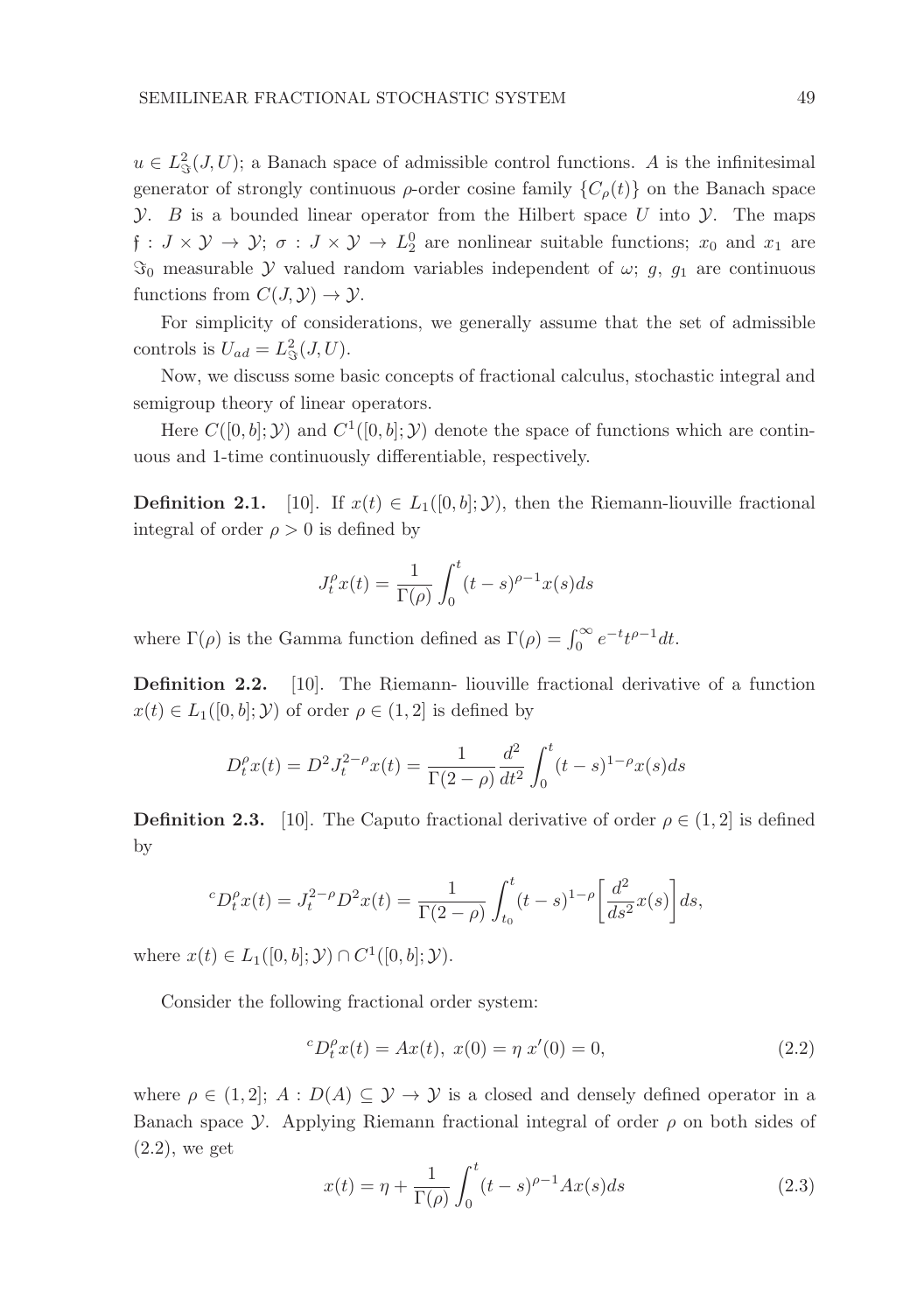$u \in L^2_{\Im}(J, U)$; a Banach space of admissible control functions. $A$ is the infinitesimal generator of strongly continuous $\rho$-order cosine family $\{C_\rho(t)\}$ on the Banach space $\mathcal{Y}$. $B$ is a bounded linear operator from the Hilbert space $U$ into $\mathcal{Y}$. The maps $\mathfrak{f} : J \times \mathcal{Y} \to \mathcal{Y}$; $\sigma : J \times \mathcal{Y} \to L^0_2$ are nonlinear suitable functions; $x_0$ and $x_1$ are $\Im_0$ measurable $\mathcal{Y}$ valued random variables independent of $\omega$; $g$, $g_1$ are continuous functions from $C(J, \mathcal{Y}) \to \mathcal{Y}$.

For simplicity of considerations, we generally assume that the set of admissible controls is $U_{ad} = L^2_{\Im}(J, U)$.

Now, we discuss some basic concepts of fractional calculus, stochastic integral and semigroup theory of linear operators.

Here $C([0, b]; \mathcal{Y})$ and $C^1([0, b]; \mathcal{Y})$ denote the space of functions which are continuous and 1-time continuously differentiable, respectively.

**Definition 2.1.** [10]. If $x(t) \in L_1([0, b]; \mathcal{Y})$, then the Riemann-liouville fractional integral of order $\rho > 0$ is defined by

$$J^\rho_t x(t) = \frac{1}{\Gamma(\rho)} \int_0^t (t - s)^{\rho - 1} x(s) ds$$

where $\Gamma(\rho)$ is the Gamma function defined as $\Gamma(\rho) = \int_0^\infty e^{-t} t^{\rho - 1} dt$.

**Definition 2.2.** [10]. The Riemann- liouville fractional derivative of a function $x(t) \in L_1([0, b]; \mathcal{Y})$ of order $\rho \in (1, 2]$ is defined by

$$D^\rho_t x(t) = D^2 J^{2-\rho}_t x(t) = \frac{1}{\Gamma(2 - \rho)} \frac{d^2}{dt^2} \int_0^t (t - s)^{1 - \rho} x(s) ds$$

**Definition 2.3.** [10]. The Caputo fractional derivative of order $\rho \in (1, 2]$ is defined by

$${}^c D^\rho_t x(t) = J^{2-\rho}_t D^2 x(t) = \frac{1}{\Gamma(2 - \rho)} \int_{t_0}^t (t - s)^{1 - \rho} \left[ \frac{d^2}{ds^2} x(s) \right] ds,$$

where $x(t) \in L_1([0, b]; \mathcal{Y}) \cap C^1([0, b]; \mathcal{Y})$.

Consider the following fractional order system:

$${}^c D^\rho_t x(t) = A x(t), \; x(0) = \eta \; x'(0) = 0, \tag{2.2}$$

where $\rho \in (1, 2]$; $A : D(A) \subseteq \mathcal{Y} \to \mathcal{Y}$ is a closed and densely defined operator in a Banach space $\mathcal{Y}$. Applying Riemann fractional integral of order $\rho$ on both sides of (2.2), we get

$$x(t) = \eta + \frac{1}{\Gamma(\rho)} \int_0^t (t - s)^{\rho - 1} A x(s) ds \tag{2.3}$$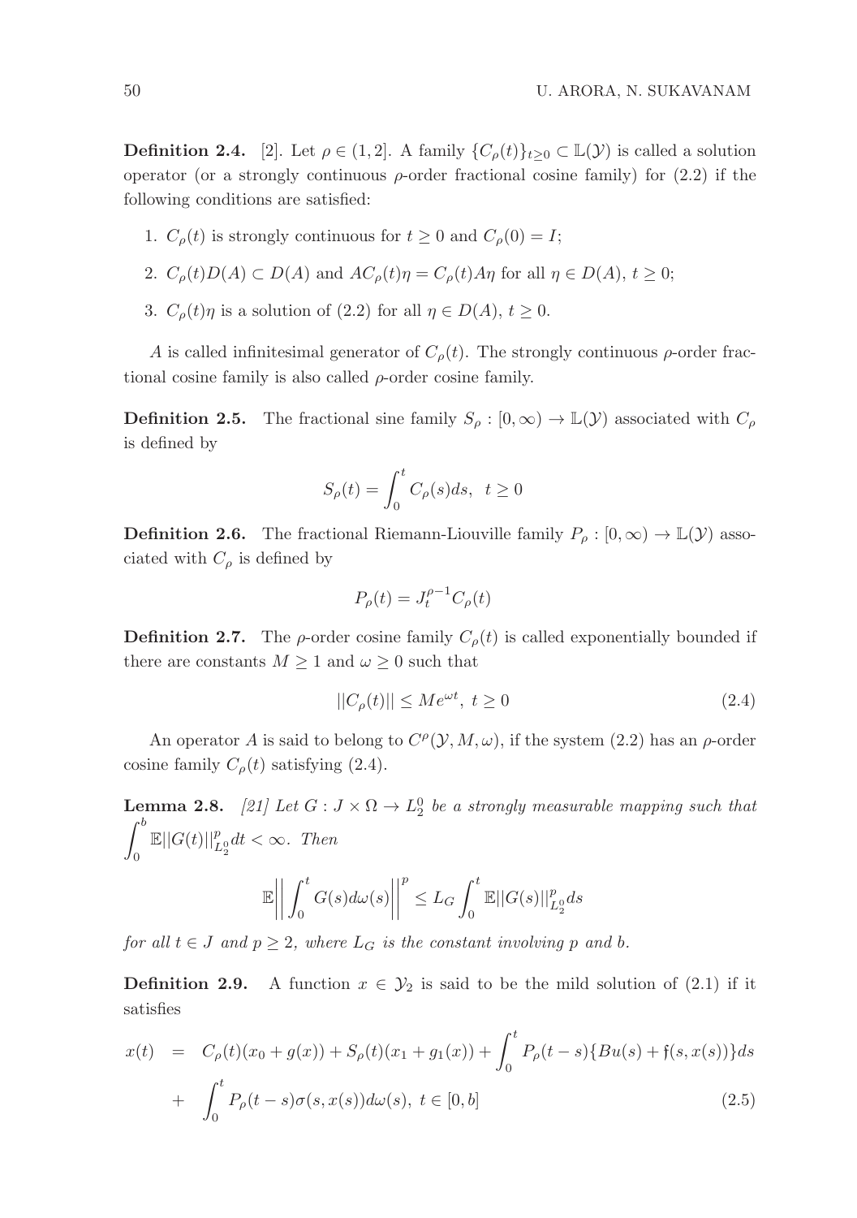**Definition 2.4.** [2]. Let $\rho \in (1, 2]$. A family $\{C_\rho(t)\}_{t\geq 0} \subset \mathbb{L}(\mathcal{Y})$ is called a solution operator (or a strongly continuous $\rho$-order fractional cosine family) for (2.2) if the following conditions are satisfied:

1. $C_\rho(t)$ is strongly continuous for $t \geq 0$ and $C_\rho(0) = I$;
2. $C_\rho(t)D(A) \subset D(A)$ and $AC_\rho(t)\eta = C_\rho(t)A\eta$ for all $\eta \in D(A)$, $t \geq 0$;
3. $C_\rho(t)\eta$ is a solution of (2.2) for all $\eta \in D(A)$, $t \geq 0$.

$A$ is called infinitesimal generator of $C_\rho(t)$. The strongly continuous $\rho$-order fractional cosine family is also called $\rho$-order cosine family.

**Definition 2.5.** The fractional sine family $S_\rho : [0, \infty) \to \mathbb{L}(\mathcal{Y})$ associated with $C_\rho$ is defined by

$$S_\rho(t) = \int_0^t C_\rho(s)ds, \quad t \geq 0$$

**Definition 2.6.** The fractional Riemann-Liouville family $P_\rho : [0, \infty) \to \mathbb{L}(\mathcal{Y})$ associated with $C_\rho$ is defined by

$$P_\rho(t) = J_t^{\rho-1} C_\rho(t)$$

**Definition 2.7.** The $\rho$-order cosine family $C_\rho(t)$ is called exponentially bounded if there are constants $M \geq 1$ and $\omega \geq 0$ such that

$$||C_\rho(t)|| \leq Me^{\omega t}, \ t \geq 0 \tag{2.4}$$

An operator $A$ is said to belong to $C^\rho(\mathcal{Y}, M, \omega)$, if the system (2.2) has an $\rho$-order cosine family $C_\rho(t)$ satisfying (2.4).

**Lemma 2.8.** *[21] Let $G : J \times \Omega \to L_2^0$ be a strongly measurable mapping such that $\int_0^b \mathbb{E}||G(t)||_{L_2^0}^p dt < \infty$. Then*

$$\mathbb{E}\bigg|\bigg|\int_0^t G(s)d\omega(s)\bigg|\bigg|^p \leq L_G \int_0^t \mathbb{E}||G(s)||_{L_2^0}^p ds$$

*for all $t \in J$ and $p \geq 2$, where $L_G$ is the constant involving $p$ and $b$.*

**Definition 2.9.** A function $x \in \mathcal{Y}_2$ is said to be the mild solution of (2.1) if it satisfies

$$\begin{aligned} x(t) &= C_\rho(t)(x_0 + g(x)) + S_\rho(t)(x_1 + g_1(x)) + \int_0^t P_\rho(t-s)\{Bu(s) + \mathfrak{f}(s, x(s))\}ds \\ &+ \int_0^t P_\rho(t-s)\sigma(s, x(s))d\omega(s), \ t \in [0, b] \end{aligned} \tag{2.5}$$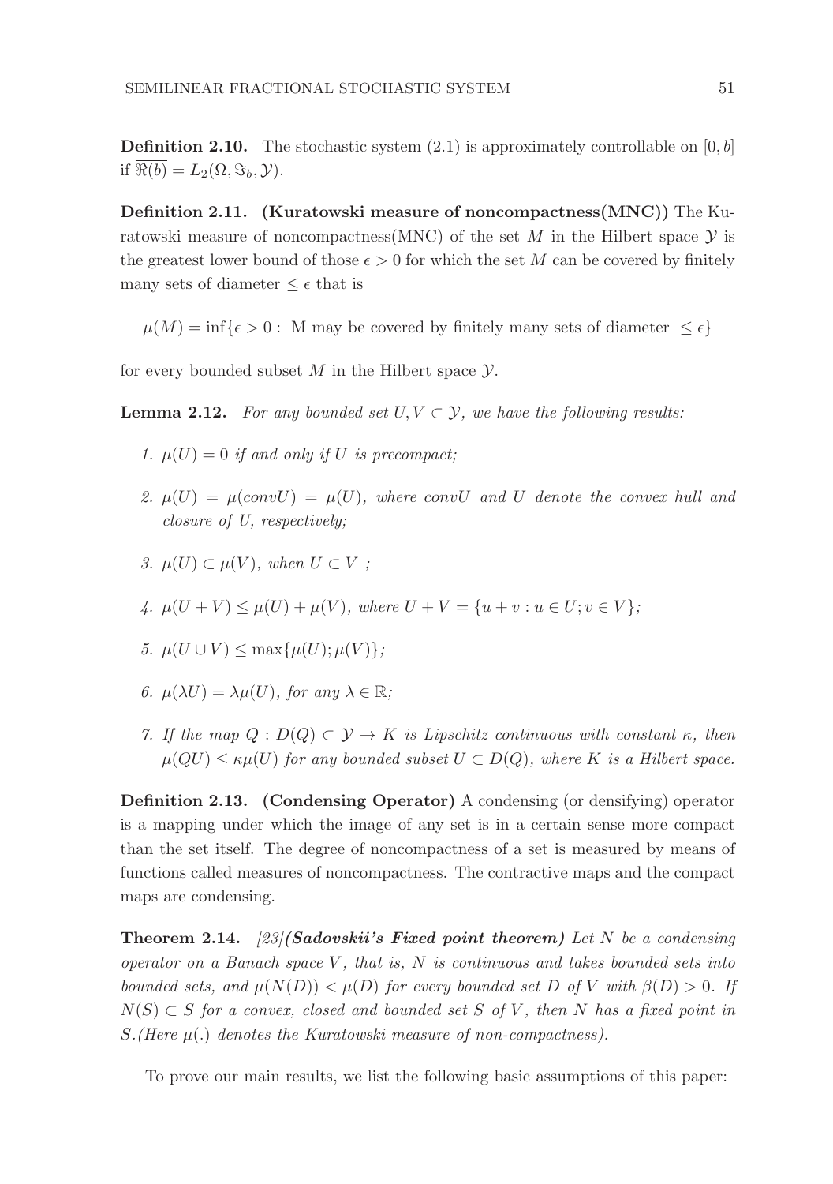**Definition 2.10.** The stochastic system (2.1) is approximately controllable on $[0, b]$ if $\overline{\Re(b)} = L_2(\Omega, \Im_b, \mathcal{Y})$.

**Definition 2.11. (Kuratowski measure of noncompactness(MNC))** The Kuratowski measure of noncompactness(MNC) of the set $M$ in the Hilbert space $\mathcal{Y}$ is the greatest lower bound of those $\epsilon > 0$ for which the set $M$ can be covered by finitely many sets of diameter $\leq \epsilon$ that is

$$\mu(M) = \inf\{\epsilon > 0 : \text{ M may be covered by finitely many sets of diameter } \leq \epsilon\}$$

for every bounded subset $M$ in the Hilbert space $\mathcal{Y}$.

**Lemma 2.12.** *For any bounded set $U, V \subset \mathcal{Y}$, we have the following results:*

1. *$\mu(U) = 0$ if and only if $U$ is precompact;*
2. *$\mu(U) = \mu(convU) = \mu(\overline{U})$, where $convU$ and $\overline{U}$ denote the convex hull and closure of U, respectively;*
3. *$\mu(U) \subset \mu(V)$, when $U \subset V$ ;*
4. *$\mu(U + V) \leq \mu(U) + \mu(V)$, where $U + V = \{u + v : u \in U; v \in V\}$;*
5. *$\mu(U \cup V) \leq \max\{\mu(U); \mu(V)\}$;*
6. *$\mu(\lambda U) = \lambda \mu(U)$, for any $\lambda \in \mathbb{R}$;*
7. *If the map $Q : D(Q) \subset \mathcal{Y} \to K$ is Lipschitz continuous with constant $\kappa$, then $\mu(QU) \leq \kappa \mu(U)$ for any bounded subset $U \subset D(Q)$, where $K$ is a Hilbert space.*

**Definition 2.13. (Condensing Operator)** A condensing (or densifying) operator is a mapping under which the image of any set is in a certain sense more compact than the set itself. The degree of noncompactness of a set is measured by means of functions called measures of noncompactness. The contractive maps and the compact maps are condensing.

**Theorem 2.14.** *[23]**(Sadovskii's Fixed point theorem)** Let $N$ be a condensing operator on a Banach space $V$, that is, $N$ is continuous and takes bounded sets into bounded sets, and $\mu(N(D)) < \mu(D)$ for every bounded set $D$ of $V$ with $\beta(D) > 0$. If $N(S) \subset S$ for a convex, closed and bounded set $S$ of $V$, then $N$ has a fixed point in $S$.(Here $\mu(.)$ denotes the Kuratowski measure of non-compactness).*

To prove our main results, we list the following basic assumptions of this paper: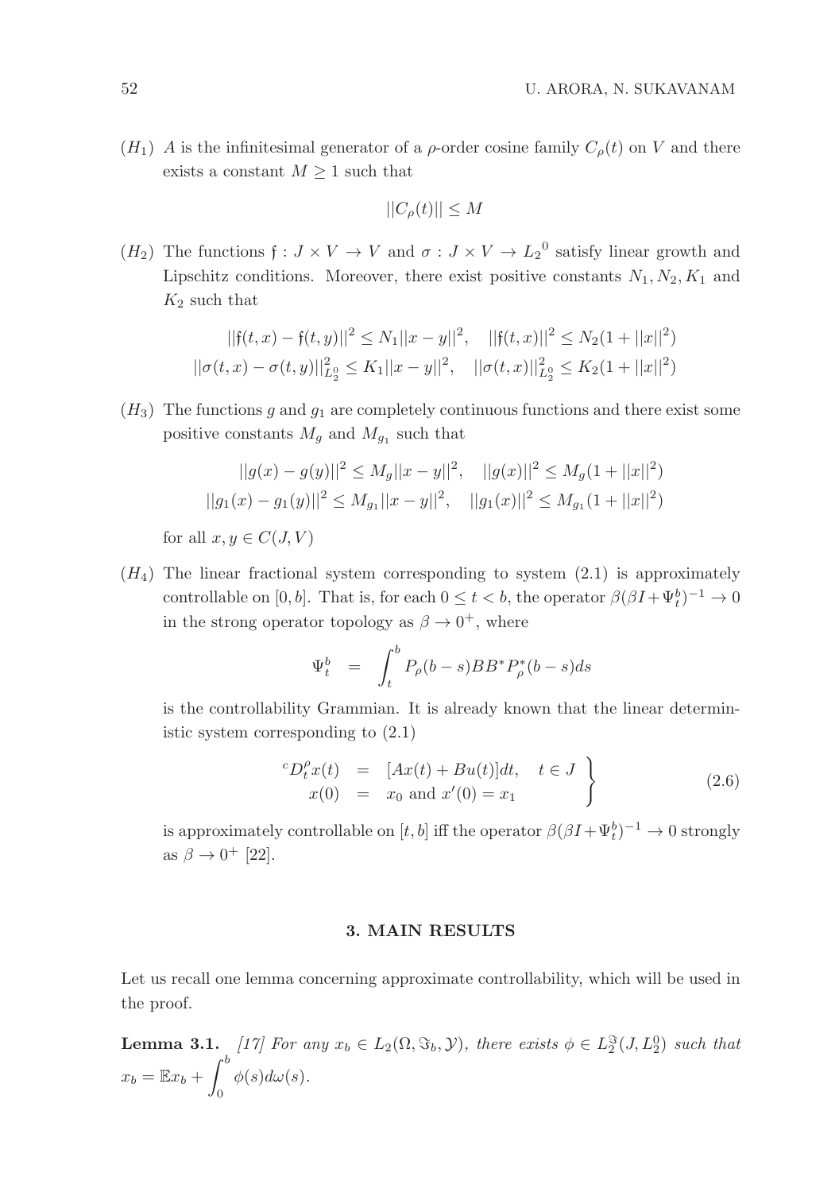$(H_1)$ $A$ is the infinitesimal generator of a $\rho$-order cosine family $C_\rho(t)$ on $V$ and there exists a constant $M \geq 1$ such that

$$||C_\rho(t)|| \leq M$$

$(H_2)$ The functions $\mathfrak{f} : J \times V \to V$ and $\sigma : J \times V \to {L_2}^0$ satisfy linear growth and Lipschitz conditions. Moreover, there exist positive constants $N_1, N_2, K_1$ and $K_2$ such that

$$||\mathfrak{f}(t,x) - \mathfrak{f}(t,y)||^2 \leq N_1||x-y||^2, \quad ||\mathfrak{f}(t,x)||^2 \leq N_2(1+||x||^2)$$
$$||\sigma(t,x) - \sigma(t,y)||^2_{L_2^0} \leq K_1||x-y||^2, \quad ||\sigma(t,x)||^2_{L_2^0} \leq K_2(1+||x||^2)$$

$(H_3)$ The functions $g$ and $g_1$ are completely continuous functions and there exist some positive constants $M_g$ and $M_{g_1}$ such that

$$||g(x) - g(y)||^2 \leq M_g||x-y||^2, \quad ||g(x)||^2 \leq M_g(1+||x||^2)$$
$$||g_1(x) - g_1(y)||^2 \leq M_{g_1}||x-y||^2, \quad ||g_1(x)||^2 \leq M_{g_1}(1+||x||^2)$$

for all $x, y \in C(J, V)$

$(H_4)$ The linear fractional system corresponding to system (2.1) is approximately controllable on $[0,b]$. That is, for each $0 \leq t < b$, the operator $\beta(\beta I + \Psi_t^b)^{-1} \to 0$ in the strong operator topology as $\beta \to 0^+$, where

$$\Psi_t^b \;\; = \;\; \int_t^b P_\rho(b-s)BB^*P_\rho^*(b-s)ds$$

is the controllability Grammian. It is already known that the linear deterministic system corresponding to (2.1)

$$\left.\begin{aligned} {}^cD_t^\rho x(t) &= [Ax(t) + Bu(t)]dt, \quad t \in J \\ x(0) &= x_0 \text{ and } x'(0) = x_1 \end{aligned}\right\} \tag{2.6}$$

is approximately controllable on $[t,b]$ iff the operator $\beta(\beta I + \Psi_t^b)^{-1} \to 0$ strongly as $\beta \to 0^+$ [22].

## 3. MAIN RESULTS

Let us recall one lemma concerning approximate controllability, which will be used in the proof.

**Lemma 3.1.** *[17] For any $x_b \in L_2(\Omega, \Im_b, \mathcal{Y})$, there exists $\phi \in L_2^{\Im}(J, L_2^0)$ such that* $x_b = \mathbb{E}x_b + \displaystyle\int_0^b \phi(s)d\omega(s)$.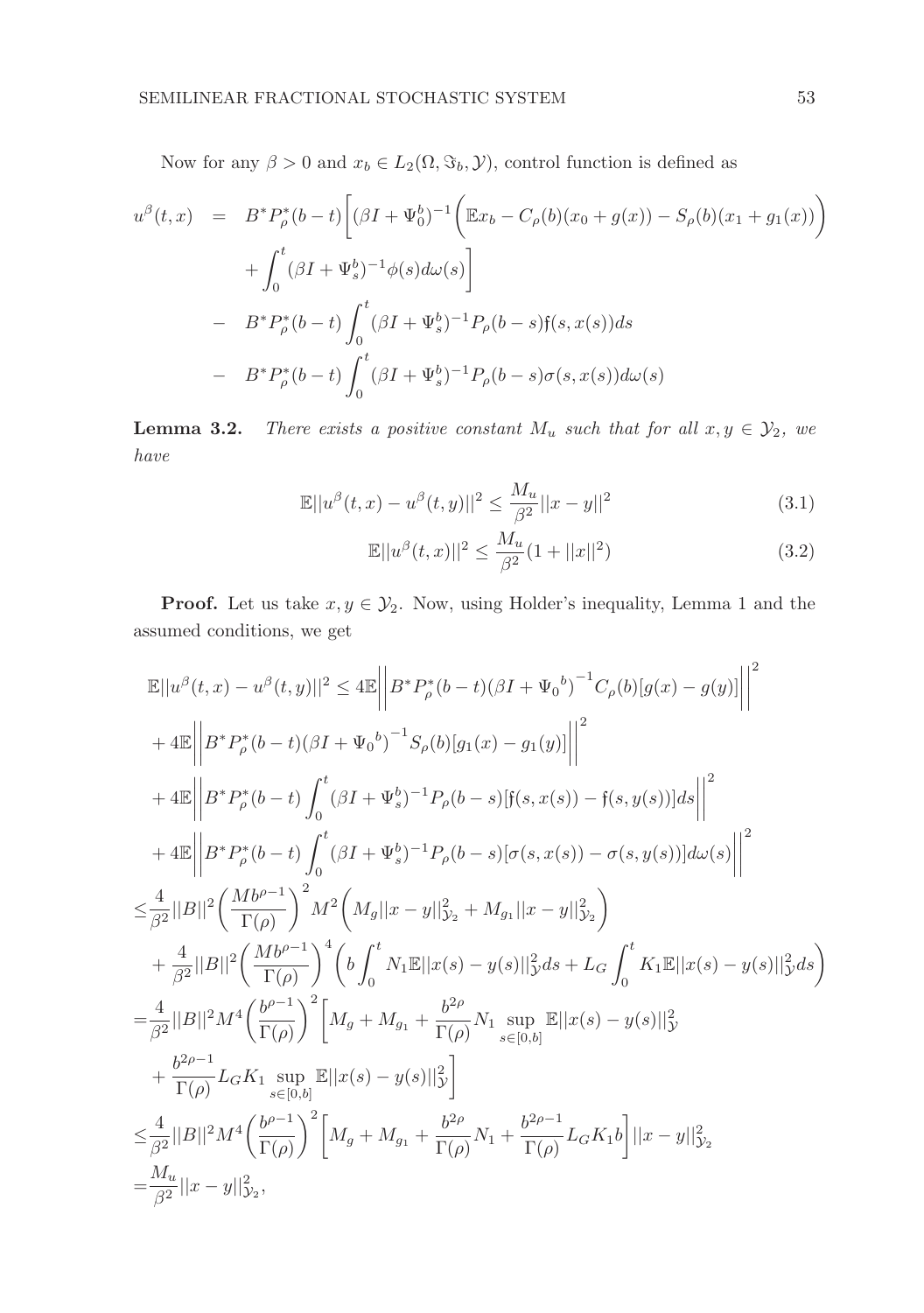Now for any $\beta > 0$ and $x_b \in L_2(\Omega, \Im_b, \mathcal{Y})$, control function is defined as

$$
\begin{aligned}
u^{\beta}(t,x) &= B^* P_{\rho}^*(b-t)\Bigg[(\beta I + \Psi_0^b)^{-1}\Big(\mathbb{E}x_b - C_{\rho}(b)(x_0 + g(x)) - S_{\rho}(b)(x_1 + g_1(x))\Big) \\
&\quad + \int_0^t (\beta I + \Psi_s^b)^{-1}\phi(s)d\omega(s)\Bigg] \\
&\quad - B^* P_{\rho}^*(b-t)\int_0^t (\beta I + \Psi_s^b)^{-1} P_{\rho}(b-s)\mathfrak{f}(s, x(s))ds \\
&\quad - B^* P_{\rho}^*(b-t)\int_0^t (\beta I + \Psi_s^b)^{-1} P_{\rho}(b-s)\sigma(s, x(s))d\omega(s)
\end{aligned}
$$

**Lemma 3.2.** *There exists a positive constant $M_u$ such that for all $x, y \in \mathcal{Y}_2$, we have*

$$
\mathbb{E}||u^{\beta}(t,x) - u^{\beta}(t,y)||^2 \leq \frac{M_u}{\beta^2}||x-y||^2 \tag{3.1}
$$

$$
\mathbb{E}||u^{\beta}(t,x)||^2 \leq \frac{M_u}{\beta^2}(1 + ||x||^2) \tag{3.2}
$$

**Proof.** Let us take $x, y \in \mathcal{Y}_2$. Now, using Holder's inequality, Lemma 1 and the assumed conditions, we get

$$
\begin{aligned}
&\mathbb{E}||u^{\beta}(t,x) - u^{\beta}(t,y)||^2 \leq 4\mathbb{E}\bigg|\bigg|B^* P_{\rho}^*(b-t)(\beta I + {\Psi_0}^b)^{-1} C_{\rho}(b)[g(x) - g(y)]\bigg|\bigg|^2 \\
&+ 4\mathbb{E}\bigg|\bigg|B^* P_{\rho}^*(b-t)(\beta I + {\Psi_0}^b)^{-1} S_{\rho}(b)[g_1(x) - g_1(y)]\bigg|\bigg|^2 \\
&+ 4\mathbb{E}\bigg|\bigg|B^* P_{\rho}^*(b-t)\int_0^t (\beta I + \Psi_s^b)^{-1} P_{\rho}(b-s)[\mathfrak{f}(s, x(s)) - \mathfrak{f}(s, y(s))]ds\bigg|\bigg|^2 \\
&+ 4\mathbb{E}\bigg|\bigg|B^* P_{\rho}^*(b-t)\int_0^t (\beta I + \Psi_s^b)^{-1} P_{\rho}(b-s)[\sigma(s, x(s)) - \sigma(s, y(s))]d\omega(s)\bigg|\bigg|^2 \\
\leq& \frac{4}{\beta^2}||B||^2\bigg(\frac{Mb^{\rho-1}}{\Gamma(\rho)}\bigg)^2 M^2\bigg(M_g||x-y||_{\mathcal{Y}_2}^2 + M_{g_1}||x-y||_{\mathcal{Y}_2}^2\bigg) \\
&+ \frac{4}{\beta^2}||B||^2\bigg(\frac{Mb^{\rho-1}}{\Gamma(\rho)}\bigg)^4\bigg(b\int_0^t N_1\mathbb{E}||x(s) - y(s)||_{\mathcal{Y}}^2 ds + L_G\int_0^t K_1\mathbb{E}||x(s) - y(s)||_{\mathcal{Y}}^2 ds\bigg) \\
=& \frac{4}{\beta^2}||B||^2 M^4\bigg(\frac{b^{\rho-1}}{\Gamma(\rho)}\bigg)^2\bigg[M_g + M_{g_1} + \frac{b^{2\rho}}{\Gamma(\rho)}N_1\sup_{s\in[0,b]}\mathbb{E}||x(s) - y(s)||_{\mathcal{Y}}^2 \\
&+ \frac{b^{2\rho-1}}{\Gamma(\rho)}L_G K_1\sup_{s\in[0,b]}\mathbb{E}||x(s) - y(s)||_{\mathcal{Y}}^2\bigg] \\
\leq& \frac{4}{\beta^2}||B||^2 M^4\bigg(\frac{b^{\rho-1}}{\Gamma(\rho)}\bigg)^2\bigg[M_g + M_{g_1} + \frac{b^{2\rho}}{\Gamma(\rho)}N_1 + \frac{b^{2\rho-1}}{\Gamma(\rho)}L_G K_1 b\bigg]||x-y||_{\mathcal{Y}_2}^2 \\
=& \frac{M_u}{\beta^2}||x-y||_{\mathcal{Y}_2}^2,
\end{aligned}
$$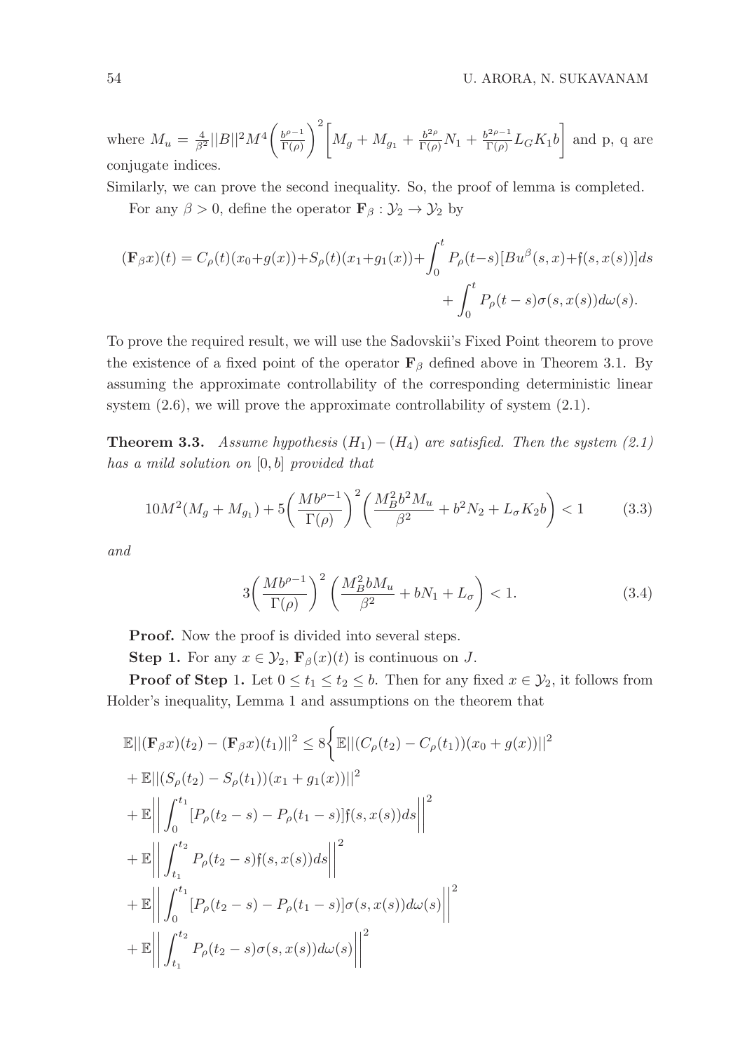where $M_u = \frac{4}{\beta^2}||B||^2 M^4 \bigg(\frac{b^{\rho-1}}{\Gamma(\rho)}\bigg)^2 \bigg[M_g + M_{g_1} + \frac{b^{2\rho}}{\Gamma(\rho)} N_1 + \frac{b^{2\rho-1}}{\Gamma(\rho)} L_G K_1 b\bigg]$ and p, q are conjugate indices.

Similarly, we can prove the second inequality. So, the proof of lemma is completed.

For any $\beta > 0$, define the operator $\mathbf{F}_\beta : \mathcal{Y}_2 \to \mathcal{Y}_2$ by

$$(\mathbf{F}_\beta x)(t) = C_\rho(t)(x_0+g(x))+S_\rho(t)(x_1+g_1(x))+\int_0^t P_\rho(t-s)[Bu^\beta(s,x)+\mathfrak{f}(s,x(s))]ds + \int_0^t P_\rho(t-s)\sigma(s,x(s))d\omega(s).$$

To prove the required result, we will use the Sadovskii's Fixed Point theorem to prove the existence of a fixed point of the operator $\mathbf{F}_\beta$ defined above in Theorem 3.1. By assuming the approximate controllability of the corresponding deterministic linear system (2.6), we will prove the approximate controllability of system (2.1).

**Theorem 3.3.** *Assume hypothesis $(H_1) - (H_4)$ are satisfied. Then the system (2.1) has a mild solution on $[0, b]$ provided that*

$$10M^2(M_g + M_{g_1}) + 5\bigg(\frac{Mb^{\rho-1}}{\Gamma(\rho)}\bigg)^2 \bigg(\frac{M_B^2 b^2 M_u}{\beta^2} + b^2 N_2 + L_\sigma K_2 b\bigg) < 1 \tag{3.3}$$

*and*

$$3\bigg(\frac{Mb^{\rho-1}}{\Gamma(\rho)}\bigg)^2 \bigg(\frac{M_B^2 b M_u}{\beta^2} + bN_1 + L_\sigma\bigg) < 1. \tag{3.4}$$

**Proof.** Now the proof is divided into several steps.

**Step 1.** For any $x \in \mathcal{Y}_2$, $\mathbf{F}_\beta(x)(t)$ is continuous on $J$.

**Proof of Step 1.** Let $0 \le t_1 \le t_2 \le b$. Then for any fixed $x \in \mathcal{Y}_2$, it follows from Holder's inequality, Lemma 1 and assumptions on the theorem that

$$\begin{aligned}
\mathbb{E}||(\mathbf{F}_\beta x)(t_2) - (\mathbf{F}_\beta x)(t_1)||^2 \le 8\bigg\{&\mathbb{E}||(C_\rho(t_2) - C_\rho(t_1))(x_0 + g(x))||^2 \\
&+ \mathbb{E}||(S_\rho(t_2) - S_\rho(t_1))(x_1 + g_1(x))||^2 \\
&+ \mathbb{E}\bigg|\bigg|\int_0^{t_1} [P_\rho(t_2 - s) - P_\rho(t_1 - s)]\mathfrak{f}(s, x(s))ds\bigg|\bigg|^2 \\
&+ \mathbb{E}\bigg|\bigg|\int_{t_1}^{t_2} P_\rho(t_2 - s)\mathfrak{f}(s, x(s))ds\bigg|\bigg|^2 \\
&+ \mathbb{E}\bigg|\bigg|\int_0^{t_1} [P_\rho(t_2 - s) - P_\rho(t_1 - s)]\sigma(s, x(s))d\omega(s)\bigg|\bigg|^2 \\
&+ \mathbb{E}\bigg|\bigg|\int_{t_1}^{t_2} P_\rho(t_2 - s)\sigma(s, x(s))d\omega(s)\bigg|\bigg|^2
\end{aligned}$$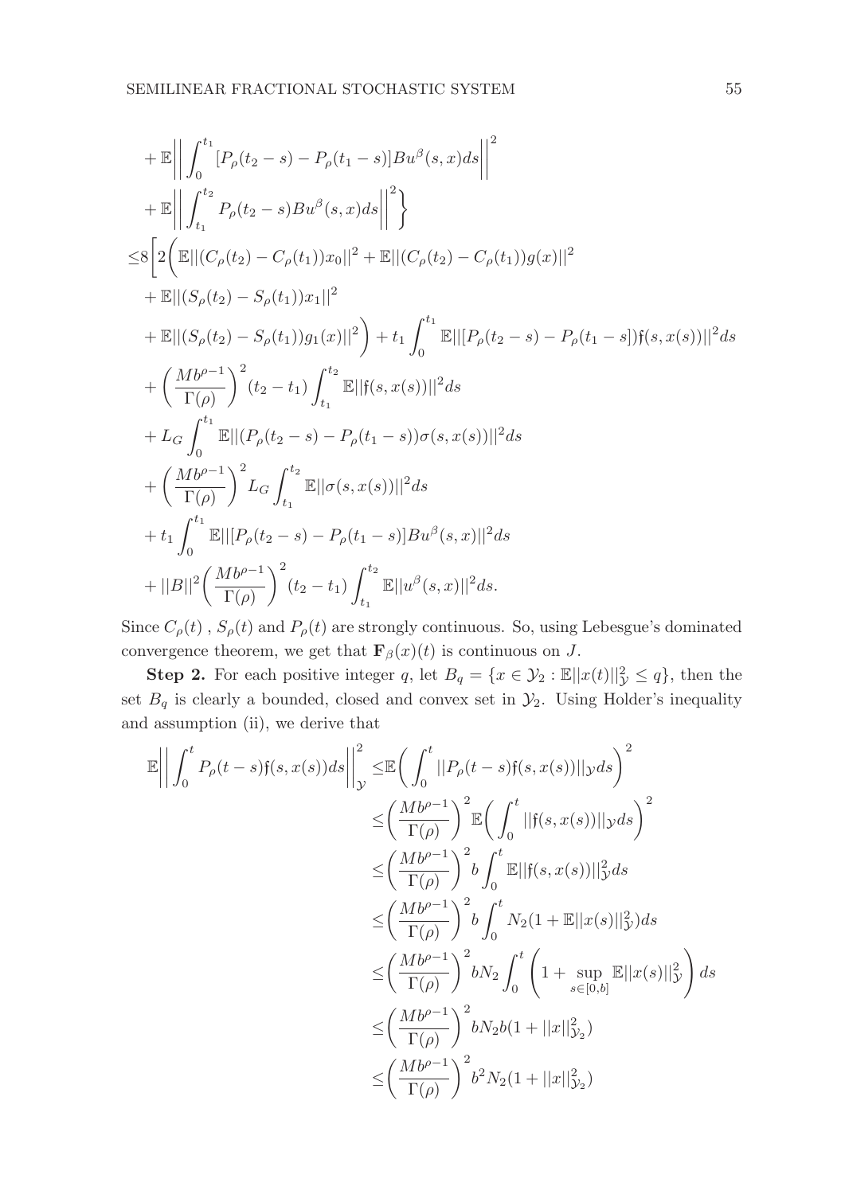$$
\begin{aligned}
&+\mathbb{E}\bigg|\bigg|\int_0^{t_1}[P_\rho(t_2-s)-P_\rho(t_1-s)]Bu^\beta(s,x)ds\bigg|\bigg|^2\\
&+\mathbb{E}\bigg|\bigg|\int_{t_1}^{t_2}P_\rho(t_2-s)Bu^\beta(s,x)ds\bigg|\bigg|^2\bigg\}\\
\leq&8\bigg[2\bigg(\mathbb{E}||(C_\rho(t_2)-C_\rho(t_1))x_0||^2+\mathbb{E}||(C_\rho(t_2)-C_\rho(t_1))g(x)||^2\\
&+\mathbb{E}||(S_\rho(t_2)-S_\rho(t_1))x_1||^2\\
&+\mathbb{E}||(S_\rho(t_2)-S_\rho(t_1))g_1(x)||^2\bigg)+t_1\int_0^{t_1}\mathbb{E}||[P_\rho(t_2-s)-P_\rho(t_1-s])\mathfrak{f}(s,x(s))||^2ds\\
&+\bigg(\frac{Mb^{\rho-1}}{\Gamma(\rho)}\bigg)^2(t_2-t_1)\int_{t_1}^{t_2}\mathbb{E}||\mathfrak{f}(s,x(s))||^2ds\\
&+L_G\int_0^{t_1}\mathbb{E}||(P_\rho(t_2-s)-P_\rho(t_1-s))\sigma(s,x(s))||^2ds\\
&+\bigg(\frac{Mb^{\rho-1}}{\Gamma(\rho)}\bigg)^2L_G\int_{t_1}^{t_2}\mathbb{E}||\sigma(s,x(s))||^2ds\\
&+t_1\int_0^{t_1}\mathbb{E}||[P_\rho(t_2-s)-P_\rho(t_1-s)]Bu^\beta(s,x)||^2ds\\
&+||B||^2\bigg(\frac{Mb^{\rho-1}}{\Gamma(\rho)}\bigg)^2(t_2-t_1)\int_{t_1}^{t_2}\mathbb{E}||u^\beta(s,x)||^2ds.
\end{aligned}
$$

Since $C_\rho(t)$ , $S_\rho(t)$ and $P_\rho(t)$ are strongly continuous. So, using Lebesgue's dominated convergence theorem, we get that $\mathbf{F}_\beta(x)(t)$ is continuous on $J$.

**Step 2.** For each positive integer $q$, let $B_q=\{x\in\mathcal{Y}_2:\mathbb{E}||x(t)||^2_{\mathcal{Y}}\leq q\}$, then the set $B_q$ is clearly a bounded, closed and convex set in $\mathcal{Y}_2$. Using Holder's inequality and assumption (ii), we derive that

$$
\begin{aligned}
\mathbb{E}\bigg|\bigg|\int_0^tP_\rho(t-s)\mathfrak{f}(s,x(s))ds\bigg|\bigg|^2_{\mathcal{Y}}\leq&\mathbb{E}\bigg(\int_0^t||P_\rho(t-s)\mathfrak{f}(s,x(s))||_{\mathcal{Y}}ds\bigg)^2\\
\leq&\bigg(\frac{Mb^{\rho-1}}{\Gamma(\rho)}\bigg)^2\mathbb{E}\bigg(\int_0^t||\mathfrak{f}(s,x(s))||_{\mathcal{Y}}ds\bigg)^2\\
\leq&\bigg(\frac{Mb^{\rho-1}}{\Gamma(\rho)}\bigg)^2b\int_0^t\mathbb{E}||\mathfrak{f}(s,x(s))||^2_{\mathcal{Y}}ds\\
\leq&\bigg(\frac{Mb^{\rho-1}}{\Gamma(\rho)}\bigg)^2b\int_0^tN_2(1+\mathbb{E}||x(s)||^2_{\mathcal{Y}})ds\\
\leq&\bigg(\frac{Mb^{\rho-1}}{\Gamma(\rho)}\bigg)^2bN_2\int_0^t\bigg(1+\sup_{s\in[0,b]}\mathbb{E}||x(s)||^2_{\mathcal{Y}}\bigg)ds\\
\leq&\bigg(\frac{Mb^{\rho-1}}{\Gamma(\rho)}\bigg)^2bN_2b(1+||x||^2_{\mathcal{Y}_2})\\
\leq&\bigg(\frac{Mb^{\rho-1}}{\Gamma(\rho)}\bigg)^2b^2N_2(1+||x||^2_{\mathcal{Y}_2})
\end{aligned}
$$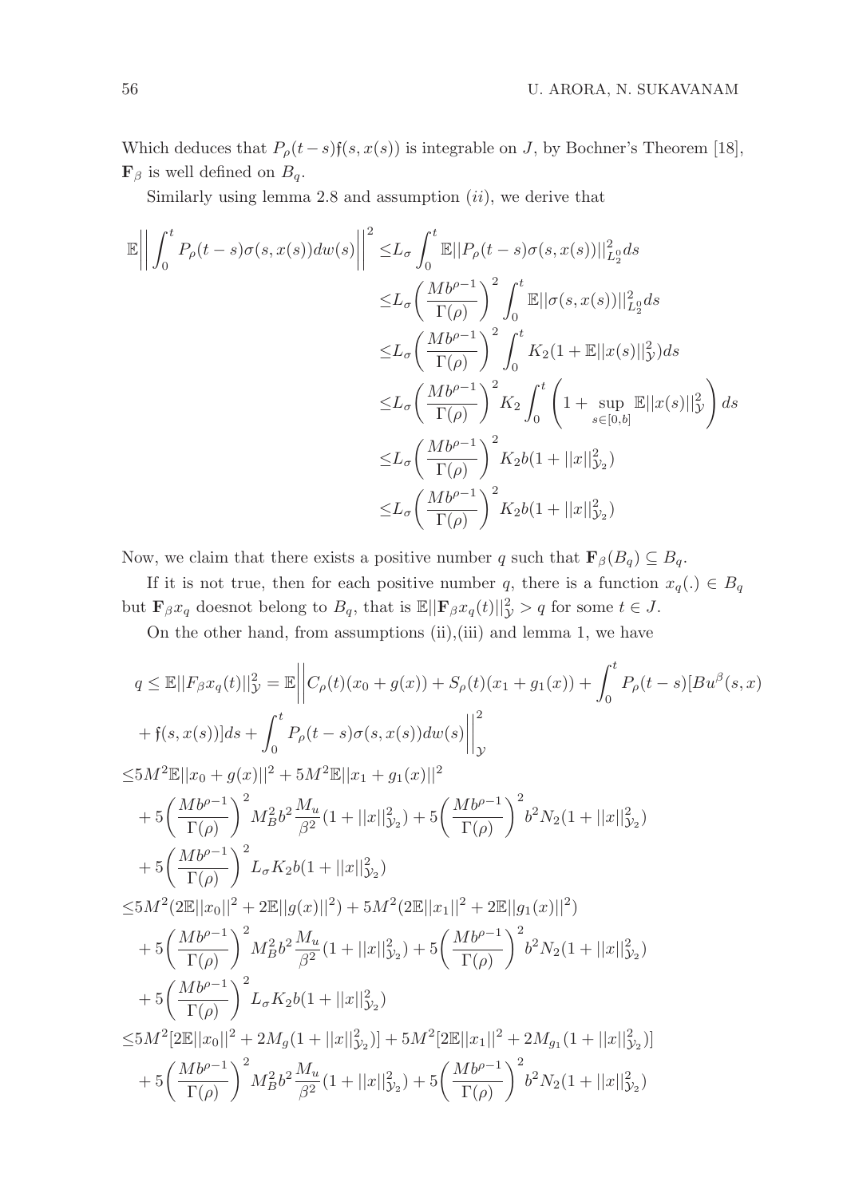Which deduces that $P_\rho(t-s)\mathfrak{f}(s,x(s))$ is integrable on $J$, by Bochner's Theorem [18], $\mathbf{F}_\beta$ is well defined on $B_q$.

Similarly using lemma 2.8 and assumption $(ii)$, we derive that

$$
\begin{aligned}
\mathbb{E}\left|\left|\int_0^t P_\rho(t-s)\sigma(s,x(s))dw(s)\right|\right|^2 \leq & L_\sigma \int_0^t \mathbb{E}||P_\rho(t-s)\sigma(s,x(s))||^2_{L_2^0} ds \\
\leq & L_\sigma \left(\frac{Mb^{\rho-1}}{\Gamma(\rho)}\right)^2 \int_0^t \mathbb{E}||\sigma(s,x(s))||^2_{L_2^0} ds \\
\leq & L_\sigma \left(\frac{Mb^{\rho-1}}{\Gamma(\rho)}\right)^2 \int_0^t K_2(1+\mathbb{E}||x(s)||^2_{\mathcal{Y}}) ds \\
\leq & L_\sigma \left(\frac{Mb^{\rho-1}}{\Gamma(\rho)}\right)^2 K_2 \int_0^t \left(1+\sup_{s\in[0,b]}\mathbb{E}||x(s)||^2_{\mathcal{Y}}\right) ds \\
\leq & L_\sigma \left(\frac{Mb^{\rho-1}}{\Gamma(\rho)}\right)^2 K_2 b(1+||x||^2_{\mathcal{Y}_2}) \\
\leq & L_\sigma \left(\frac{Mb^{\rho-1}}{\Gamma(\rho)}\right)^2 K_2 b(1+||x||^2_{\mathcal{Y}_2})
\end{aligned}
$$

Now, we claim that there exists a positive number $q$ such that $\mathbf{F}_\beta(B_q) \subseteq B_q$.

If it is not true, then for each positive number $q$, there is a function $x_q(.) \in B_q$ but $\mathbf{F}_\beta x_q$ doesnot belong to $B_q$, that is $\mathbb{E}||\mathbf{F}_\beta x_q(t)||^2_{\mathcal{Y}} > q$ for some $t \in J$.

On the other hand, from assumptions (ii),(iii) and lemma 1, we have

$$
\begin{aligned}
q \leq & \mathbb{E}||F_\beta x_q(t)||^2_{\mathcal{Y}} = \mathbb{E}\Bigg|\Bigg|C_\rho(t)(x_0+g(x)) + S_\rho(t)(x_1+g_1(x)) + \int_0^t P_\rho(t-s)[Bu^\beta(s,x) \\
& + \mathfrak{f}(s,x(s))]ds + \int_0^t P_\rho(t-s)\sigma(s,x(s))dw(s)\Bigg|\Bigg|^2_{\mathcal{Y}} \\
\leq & 5M^2\mathbb{E}||x_0+g(x)||^2 + 5M^2\mathbb{E}||x_1+g_1(x)||^2 \\
& + 5\left(\frac{Mb^{\rho-1}}{\Gamma(\rho)}\right)^2 M_B^2 b^2 \frac{M_u}{\beta^2}(1+||x||^2_{\mathcal{Y}_2}) + 5\left(\frac{Mb^{\rho-1}}{\Gamma(\rho)}\right)^2 b^2 N_2(1+||x||^2_{\mathcal{Y}_2}) \\
& + 5\left(\frac{Mb^{\rho-1}}{\Gamma(\rho)}\right)^2 L_\sigma K_2 b(1+||x||^2_{\mathcal{Y}_2}) \\
\leq & 5M^2(2\mathbb{E}||x_0||^2 + 2\mathbb{E}||g(x)||^2) + 5M^2(2\mathbb{E}||x_1||^2 + 2\mathbb{E}||g_1(x)||^2) \\
& + 5\left(\frac{Mb^{\rho-1}}{\Gamma(\rho)}\right)^2 M_B^2 b^2 \frac{M_u}{\beta^2}(1+||x||^2_{\mathcal{Y}_2}) + 5\left(\frac{Mb^{\rho-1}}{\Gamma(\rho)}\right)^2 b^2 N_2(1+||x||^2_{\mathcal{Y}_2}) \\
& + 5\left(\frac{Mb^{\rho-1}}{\Gamma(\rho)}\right)^2 L_\sigma K_2 b(1+||x||^2_{\mathcal{Y}_2}) \\
\leq & 5M^2[2\mathbb{E}||x_0||^2 + 2M_g(1+||x||^2_{\mathcal{Y}_2})] + 5M^2[2\mathbb{E}||x_1||^2 + 2M_{g_1}(1+||x||^2_{\mathcal{Y}_2})] \\
& + 5\left(\frac{Mb^{\rho-1}}{\Gamma(\rho)}\right)^2 M_B^2 b^2 \frac{M_u}{\beta^2}(1+||x||^2_{\mathcal{Y}_2}) + 5\left(\frac{Mb^{\rho-1}}{\Gamma(\rho)}\right)^2 b^2 N_2(1+||x||^2_{\mathcal{Y}_2})
\end{aligned}
$$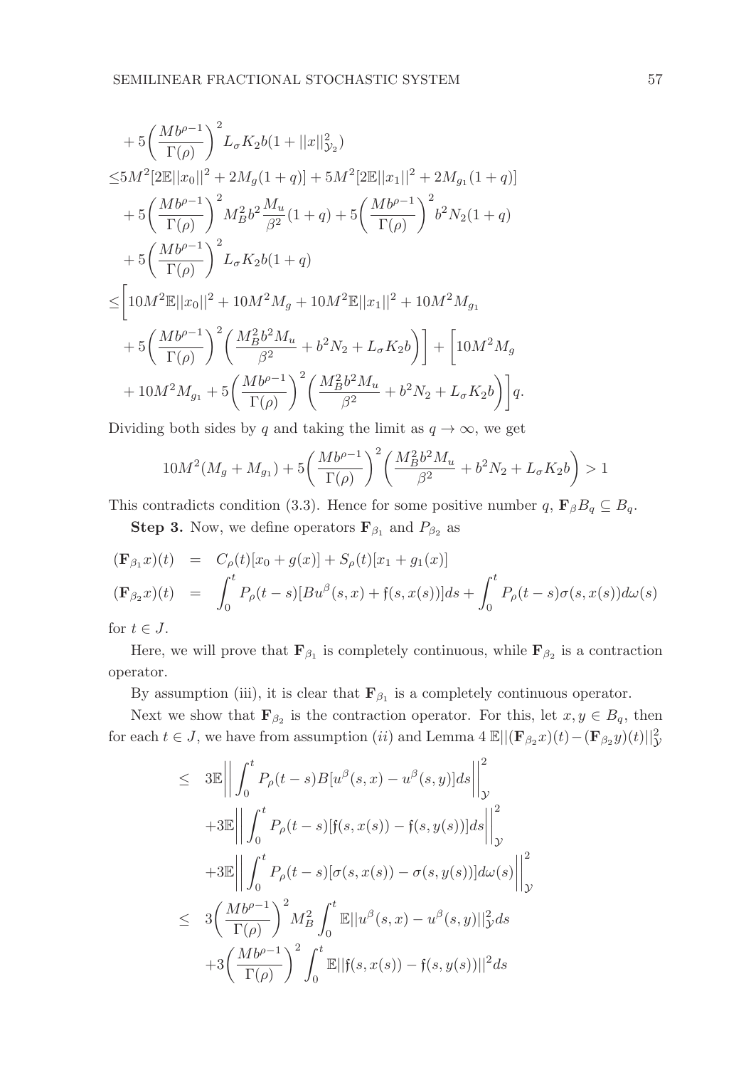$$
\begin{aligned}
&+5\left(\frac{Mb^{\rho-1}}{\Gamma(\rho)}\right)^2 L_\sigma K_2 b(1+||x||^2_{\mathcal{Y}_2})\\
\leq& 5M^2[2\mathbb{E}||x_0||^2+2M_g(1+q)]+5M^2[2\mathbb{E}||x_1||^2+2M_{g_1}(1+q)]\\
&+5\left(\frac{Mb^{\rho-1}}{\Gamma(\rho)}\right)^2 M_B^2 b^2\frac{M_u}{\beta^2}(1+q)+5\left(\frac{Mb^{\rho-1}}{\Gamma(\rho)}\right)^2 b^2N_2(1+q)\\
&+5\left(\frac{Mb^{\rho-1}}{\Gamma(\rho)}\right)^2 L_\sigma K_2 b(1+q)\\
\leq& \bigg[10M^2\mathbb{E}||x_0||^2+10M^2M_g+10M^2\mathbb{E}||x_1||^2+10M^2M_{g_1}\\
&+5\left(\frac{Mb^{\rho-1}}{\Gamma(\rho)}\right)^2\left(\frac{M_B^2b^2M_u}{\beta^2}+b^2N_2+L_\sigma K_2 b\right)\bigg]+\bigg[10M^2M_g\\
&+10M^2M_{g_1}+5\left(\frac{Mb^{\rho-1}}{\Gamma(\rho)}\right)^2\left(\frac{M_B^2b^2M_u}{\beta^2}+b^2N_2+L_\sigma K_2 b\right)\bigg]q.
\end{aligned}
$$

Dividing both sides by $q$ and taking the limit as $q\to\infty$, we get

$$
10M^2(M_g+M_{g_1})+5\left(\frac{Mb^{\rho-1}}{\Gamma(\rho)}\right)^2\left(\frac{M_B^2b^2M_u}{\beta^2}+b^2N_2+L_\sigma K_2 b\right)>1
$$

This contradicts condition (3.3). Hence for some positive number $q$, $\mathbf{F}_\beta B_q\subseteq B_q$.

**Step 3.** Now, we define operators $\mathbf{F}_{\beta_1}$ and $P_{\beta_2}$ as

$$
\begin{aligned}
(\mathbf{F}_{\beta_1}x)(t) &= C_\rho(t)[x_0+g(x)]+S_\rho(t)[x_1+g_1(x)]\\
(\mathbf{F}_{\beta_2}x)(t) &= \int_0^t P_\rho(t-s)[Bu^\beta(s,x)+\mathfrak{f}(s,x(s))]ds+\int_0^t P_\rho(t-s)\sigma(s,x(s))d\omega(s)
\end{aligned}
$$

for $t\in J$.

Here, we will prove that $\mathbf{F}_{\beta_1}$ is completely continuous, while $\mathbf{F}_{\beta_2}$ is a contraction operator.

By assumption (iii), it is clear that $\mathbf{F}_{\beta_1}$ is a completely continuous operator.

Next we show that $\mathbf{F}_{\beta_2}$ is the contraction operator. For this, let $x,y\in B_q$, then for each $t\in J$, we have from assumption $(ii)$ and Lemma 4 $\mathbb{E}||(\mathbf{F}_{\beta_2}x)(t)-(\mathbf{F}_{\beta_2}y)(t)||^2_{\mathcal{Y}}$

$$
\begin{aligned}
\leq\;& 3\mathbb{E}\left|\left|\int_0^t P_\rho(t-s)B[u^\beta(s,x)-u^\beta(s,y)]ds\right|\right|^2_{\mathcal{Y}}\\
&+3\mathbb{E}\left|\left|\int_0^t P_\rho(t-s)[\mathfrak{f}(s,x(s))-\mathfrak{f}(s,y(s))]ds\right|\right|^2_{\mathcal{Y}}\\
&+3\mathbb{E}\left|\left|\int_0^t P_\rho(t-s)[\sigma(s,x(s))-\sigma(s,y(s))]d\omega(s)\right|\right|^2_{\mathcal{Y}}\\
\leq\;& 3\left(\frac{Mb^{\rho-1}}{\Gamma(\rho)}\right)^2 M_B^2\int_0^t\mathbb{E}||u^\beta(s,x)-u^\beta(s,y)||^2_{\mathcal{Y}}ds\\
&+3\left(\frac{Mb^{\rho-1}}{\Gamma(\rho)}\right)^2\int_0^t\mathbb{E}||\mathfrak{f}(s,x(s))-\mathfrak{f}(s,y(s))||^2ds
\end{aligned}
$$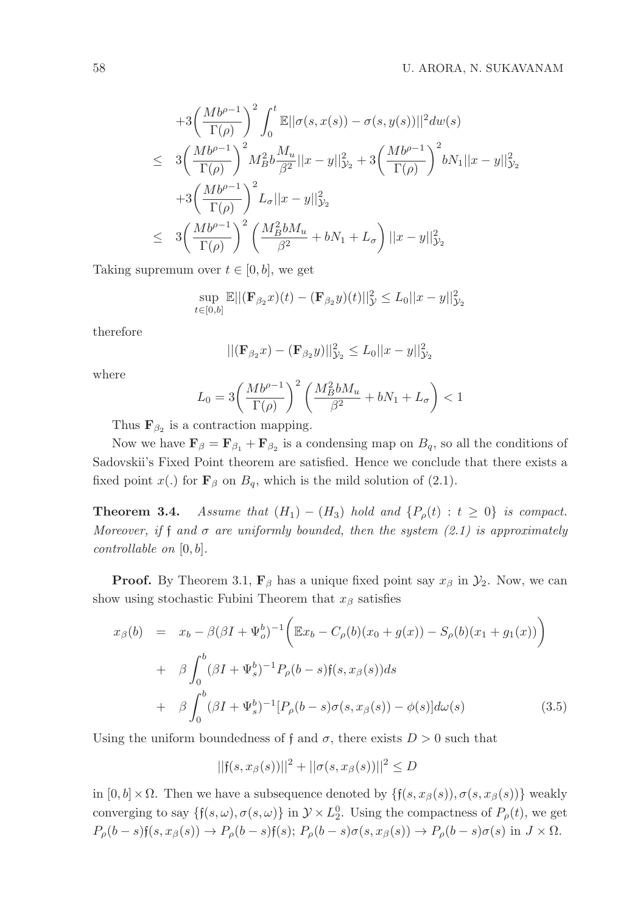$$
\begin{aligned}
&+3\bigg(\frac{Mb^{\rho-1}}{\Gamma(\rho)}\bigg)^2\int_0^t \mathbb{E}||\sigma(s,x(s))-\sigma(s,y(s))||^2 dw(s)\\
&\leq\ 3\bigg(\frac{Mb^{\rho-1}}{\Gamma(\rho)}\bigg)^2 M_B^2 b\frac{M_u}{\beta^2}||x-y||^2_{\mathcal{Y}_2}+3\bigg(\frac{Mb^{\rho-1}}{\Gamma(\rho)}\bigg)^2 bN_1||x-y||^2_{\mathcal{Y}_2}\\
&\quad+3\bigg(\frac{Mb^{\rho-1}}{\Gamma(\rho)}\bigg)^2 L_\sigma||x-y||^2_{\mathcal{Y}_2}\\
&\leq\ 3\bigg(\frac{Mb^{\rho-1}}{\Gamma(\rho)}\bigg)^2\left(\frac{M_B^2 bM_u}{\beta^2}+bN_1+L_\sigma\right)||x-y||^2_{\mathcal{Y}_2}
\end{aligned}
$$

Taking supremum over $t\in[0,b]$, we get

$$
\sup_{t\in[0,b]}\mathbb{E}||(\mathbf{F}_{\beta_2}x)(t)-(\mathbf{F}_{\beta_2}y)(t)||^2_{\mathcal{Y}}\leq L_0||x-y||^2_{\mathcal{Y}_2}
$$

therefore

$$
||(\mathbf{F}_{\beta_2}x)-(\mathbf{F}_{\beta_2}y)||^2_{\mathcal{Y}_2}\leq L_0||x-y||^2_{\mathcal{Y}_2}
$$

where

$$
L_0=3\bigg(\frac{Mb^{\rho-1}}{\Gamma(\rho)}\bigg)^2\left(\frac{M_B^2 bM_u}{\beta^2}+bN_1+L_\sigma\right)<1
$$

Thus $\mathbf{F}_{\beta_2}$ is a contraction mapping.

Now we have $\mathbf{F}_\beta=\mathbf{F}_{\beta_1}+\mathbf{F}_{\beta_2}$ is a condensing map on $B_q$, so all the conditions of Sadovskii's Fixed Point theorem are satisfied. Hence we conclude that there exists a fixed point $x(.)$ for $\mathbf{F}_\beta$ on $B_q$, which is the mild solution of (2.1).

**Theorem 3.4.** *Assume that $(H_1)-(H_3)$ hold and $\{P_\rho(t): t\geq 0\}$ is compact. Moreover, if $\mathfrak{f}$ and $\sigma$ are uniformly bounded, then the system (2.1) is approximately controllable on $[0,b]$.*

**Proof.** By Theorem 3.1, $\mathbf{F}_\beta$ has a unique fixed point say $x_\beta$ in $\mathcal{Y}_2$. Now, we can show using stochastic Fubini Theorem that $x_\beta$ satisfies

$$
\begin{aligned}
x_\beta(b)\ &=\ x_b-\beta(\beta I+\Psi_o^b)^{-1}\bigg(\mathbb{E}x_b-C_\rho(b)(x_0+g(x))-S_\rho(b)(x_1+g_1(x))\bigg)\\
&+\ \beta\int_0^b(\beta I+\Psi_s^b)^{-1}P_\rho(b-s)\mathfrak{f}(s,x_\beta(s))ds\\
&+\ \beta\int_0^b(\beta I+\Psi_s^b)^{-1}[P_\rho(b-s)\sigma(s,x_\beta(s))-\phi(s)]d\omega(s) \qquad (3.5)
\end{aligned}
$$

Using the uniform boundedness of $\mathfrak{f}$ and $\sigma$, there exists $D>0$ such that

$$
||\mathfrak{f}(s,x_\beta(s))||^2+||\sigma(s,x_\beta(s))||^2\leq D
$$

in $[0,b]\times\Omega$. Then we have a subsequence denoted by $\{\mathfrak{f}(s,x_\beta(s)),\sigma(s,x_\beta(s))\}$ weakly converging to say $\{\mathfrak{f}(s,\omega),\sigma(s,\omega)\}$ in $\mathcal{Y}\times L_2^0$. Using the compactness of $P_\rho(t)$, we get $P_\rho(b-s)\mathfrak{f}(s,x_\beta(s))\to P_\rho(b-s)\mathfrak{f}(s)$; $P_\rho(b-s)\sigma(s,x_\beta(s))\to P_\rho(b-s)\sigma(s)$ in $J\times\Omega$.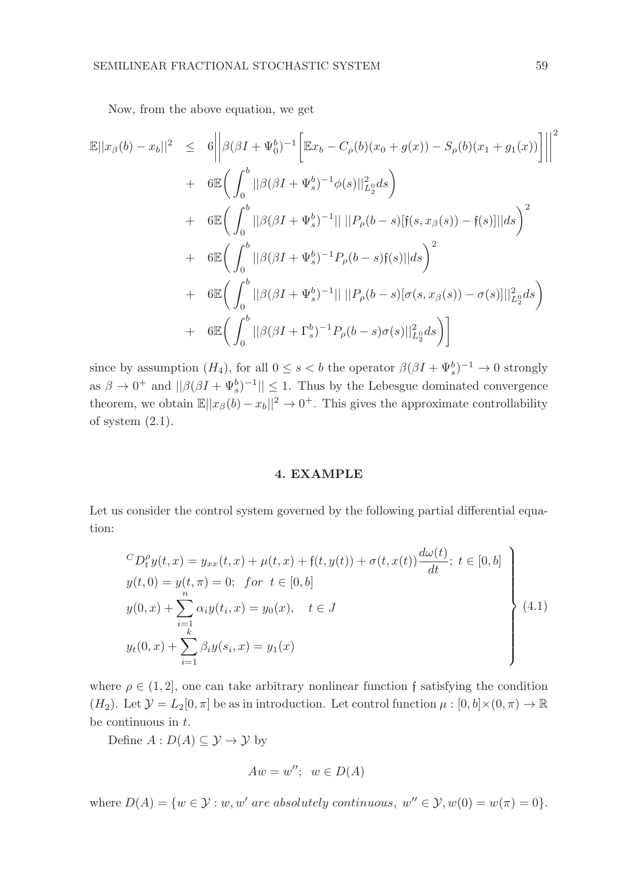Now, from the above equation, we get

$$
\begin{aligned}
\mathbb{E}||x_\beta(b) - x_b||^2 &\leq 6\bigg|\bigg|\beta(\beta I + \Psi_0^b)^{-1}\bigg[\mathbb{E}x_b - C_\rho(b)(x_0 + g(x)) - S_\rho(b)(x_1 + g_1(x))\bigg]\bigg|\bigg|^2 \\
&+ 6\mathbb{E}\bigg(\int_0^b ||\beta(\beta I + \Psi_s^b)^{-1}\phi(s)||_{L_2^0}^2 ds\bigg) \\
&+ 6\mathbb{E}\bigg(\int_0^b ||\beta(\beta I + \Psi_s^b)^{-1}||\ ||P_\rho(b-s)[\mathfrak{f}(s, x_\beta(s)) - \mathfrak{f}(s)]||ds\bigg)^2 \\
&+ 6\mathbb{E}\bigg(\int_0^b ||\beta(\beta I + \Psi_s^b)^{-1}P_\rho(b-s)\mathfrak{f}(s)||ds\bigg)^2 \\
&+ 6\mathbb{E}\bigg(\int_0^b ||\beta(\beta I + \Psi_s^b)^{-1}||\ ||P_\rho(b-s)[\sigma(s, x_\beta(s)) - \sigma(s)]||_{L_2^0}^2 ds\bigg) \\
&+ 6\mathbb{E}\bigg(\int_0^b ||\beta(\beta I + \Gamma_s^b)^{-1}P_\rho(b-s)\sigma(s)||_{L_2^0}^2 ds\bigg)\bigg]
\end{aligned}
$$

since by assumption $(H_4)$, for all $0 \leq s < b$ the operator $\beta(\beta I + \Psi_s^b)^{-1} \to 0$ strongly as $\beta \to 0^+$ and $||\beta(\beta I + \Psi_s^b)^{-1}|| \leq 1$. Thus by the Lebesgue dominated convergence theorem, we obtain $\mathbb{E}||x_\beta(b) - x_b||^2 \to 0^+$. This gives the approximate controllability of system (2.1).

## 4. EXAMPLE

Let us consider the control system governed by the following partial differential equation:

$$
\left.
\begin{aligned}
&{}^C D_t^\rho y(t,x) = y_{xx}(t,x) + \mu(t,x) + \mathfrak{f}(t, y(t)) + \sigma(t, x(t))\frac{d\omega(t)}{dt};\ t \in [0,b] \\
&y(t,0) = y(t,\pi) = 0;\ \ for\ \ t \in [0,b] \\
&y(0,x) + \sum_{i=1}^n \alpha_i y(t_i, x) = y_0(x), \quad t \in J \\
&y_t(0,x) + \sum_{i=1}^k \beta_i y(s_i, x) = y_1(x)
\end{aligned}
\right\} \quad (4.1)
$$

where $\rho \in (1,2]$, one can take arbitrary nonlinear function $\mathfrak{f}$ satisfying the condition $(H_2)$. Let $\mathcal{Y} = L_2[0,\pi]$ be as in introduction. Let control function $\mu : [0,b] \times (0,\pi) \to \mathbb{R}$ be continuous in $t$.

Define $A : D(A) \subseteq \mathcal{Y} \to \mathcal{Y}$ by

$$
Aw = w'';\ \ w \in D(A)
$$

where $D(A) = \{w \in \mathcal{Y} : w, w'\ are\ absolutely\ continuous,\ w'' \in \mathcal{Y}, w(0) = w(\pi) = 0\}$.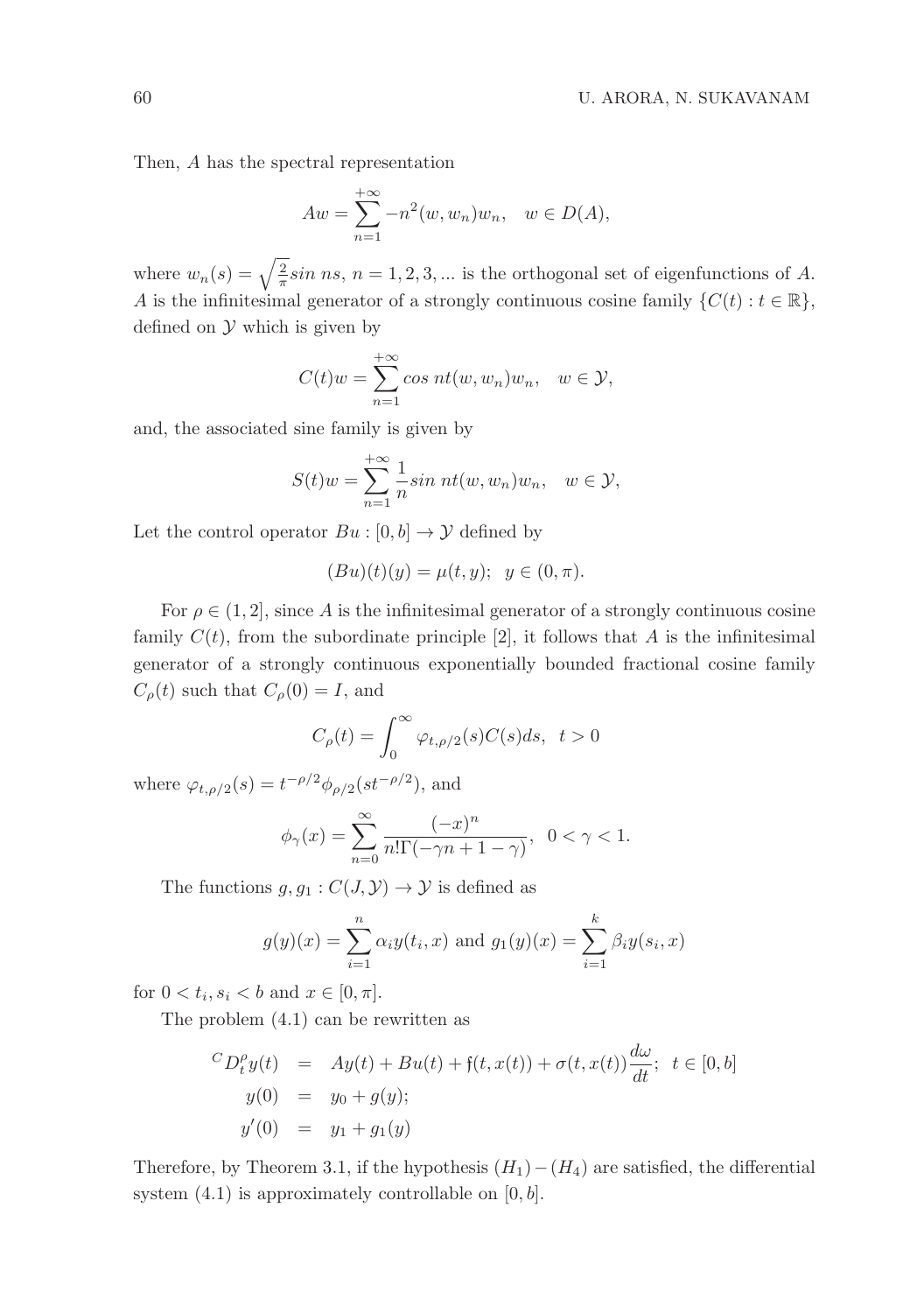Then, $A$ has the spectral representation

$$Aw = \sum_{n=1}^{+\infty} -n^2 (w, w_n) w_n, \quad w \in D(A),$$

where $w_n(s) = \sqrt{\frac{2}{\pi}} sin\ ns$, $n = 1, 2, 3, ...$ is the orthogonal set of eigenfunctions of $A$. $A$ is the infinitesimal generator of a strongly continuous cosine family $\{C(t) : t \in \mathbb{R}\}$, defined on $\mathcal{Y}$ which is given by

$$C(t)w = \sum_{n=1}^{+\infty} cos\ nt (w, w_n) w_n, \quad w \in \mathcal{Y},$$

and, the associated sine family is given by

$$S(t)w = \sum_{n=1}^{+\infty} \frac{1}{n} sin\ nt (w, w_n) w_n, \quad w \in \mathcal{Y},$$

Let the control operator $Bu : [0, b] \to \mathcal{Y}$ defined by

$$(Bu)(t)(y) = \mu(t, y); \quad y \in (0, \pi).$$

For $\rho \in (1, 2]$, since $A$ is the infinitesimal generator of a strongly continuous cosine family $C(t)$, from the subordinate principle [2], it follows that $A$ is the infinitesimal generator of a strongly continuous exponentially bounded fractional cosine family $C_\rho(t)$ such that $C_\rho(0) = I$, and

$$C_\rho(t) = \int_0^\infty \varphi_{t,\rho/2}(s) C(s) ds, \quad t > 0$$

where $\varphi_{t,\rho/2}(s) = t^{-\rho/2} \phi_{\rho/2}(st^{-\rho/2})$, and

$$\phi_\gamma(x) = \sum_{n=0}^{\infty} \frac{(-x)^n}{n! \Gamma(-\gamma n + 1 - \gamma)}, \quad 0 < \gamma < 1.$$

The functions $g, g_1 : C(J, \mathcal{Y}) \to \mathcal{Y}$ is defined as

$$g(y)(x) = \sum_{i=1}^{n} \alpha_i y(t_i, x) \text{ and } g_1(y)(x) = \sum_{i=1}^{k} \beta_i y(s_i, x)$$

for $0 < t_i, s_i < b$ and $x \in [0, \pi]$.

The problem (4.1) can be rewritten as

$$\begin{aligned}
{}^C D_t^\rho y(t) &= Ay(t) + Bu(t) + \mathfrak{f}(t, x(t)) + \sigma(t, x(t)) \frac{d\omega}{dt}; \quad t \in [0, b] \\
y(0) &= y_0 + g(y); \\
y'(0) &= y_1 + g_1(y)
\end{aligned}$$

Therefore, by Theorem 3.1, if the hypothesis $(H_1) - (H_4)$ are satisfied, the differential system (4.1) is approximately controllable on $[0, b]$.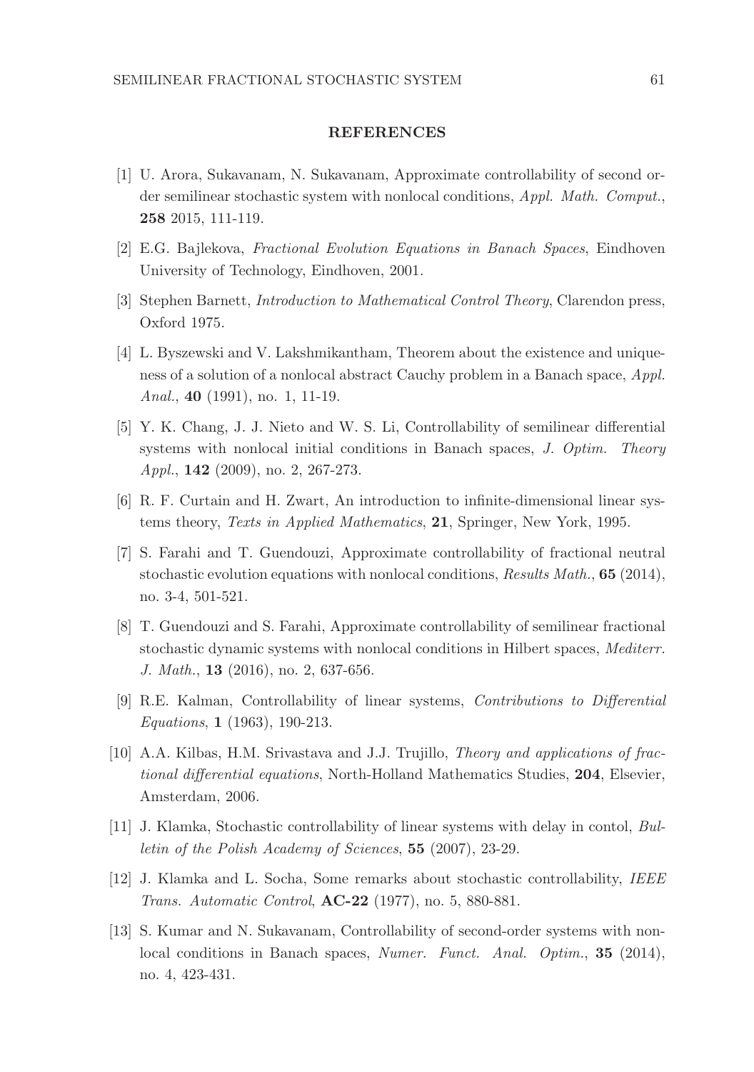## REFERENCES

[1] U. Arora, Sukavanam, N. Sukavanam, Approximate controllability of second order semilinear stochastic system with nonlocal conditions, *Appl. Math. Comput.*, **258** 2015, 111-119.

[2] E.G. Bajlekova, *Fractional Evolution Equations in Banach Spaces*, Eindhoven University of Technology, Eindhoven, 2001.

[3] Stephen Barnett, *Introduction to Mathematical Control Theory*, Clarendon press, Oxford 1975.

[4] L. Byszewski and V. Lakshmikantham, Theorem about the existence and uniqueness of a solution of a nonlocal abstract Cauchy problem in a Banach space, *Appl. Anal.*, **40** (1991), no. 1, 11-19.

[5] Y. K. Chang, J. J. Nieto and W. S. Li, Controllability of semilinear differential systems with nonlocal initial conditions in Banach spaces, *J. Optim. Theory Appl.*, **142** (2009), no. 2, 267-273.

[6] R. F. Curtain and H. Zwart, An introduction to infinite-dimensional linear systems theory, *Texts in Applied Mathematics*, **21**, Springer, New York, 1995.

[7] S. Farahi and T. Guendouzi, Approximate controllability of fractional neutral stochastic evolution equations with nonlocal conditions, *Results Math.*, **65** (2014), no. 3-4, 501-521.

[8] T. Guendouzi and S. Farahi, Approximate controllability of semilinear fractional stochastic dynamic systems with nonlocal conditions in Hilbert spaces, *Mediterr. J. Math.*, **13** (2016), no. 2, 637-656.

[9] R.E. Kalman, Controllability of linear systems, *Contributions to Differential Equations*, **1** (1963), 190-213.

[10] A.A. Kilbas, H.M. Srivastava and J.J. Trujillo, *Theory and applications of fractional differential equations*, North-Holland Mathematics Studies, **204**, Elsevier, Amsterdam, 2006.

[11] J. Klamka, Stochastic controllability of linear systems with delay in contol, *Bulletin of the Polish Academy of Sciences*, **55** (2007), 23-29.

[12] J. Klamka and L. Socha, Some remarks about stochastic controllability, *IEEE Trans. Automatic Control*, **AC-22** (1977), no. 5, 880-881.

[13] S. Kumar and N. Sukavanam, Controllability of second-order systems with nonlocal conditions in Banach spaces, *Numer. Funct. Anal. Optim.*, **35** (2014), no. 4, 423-431.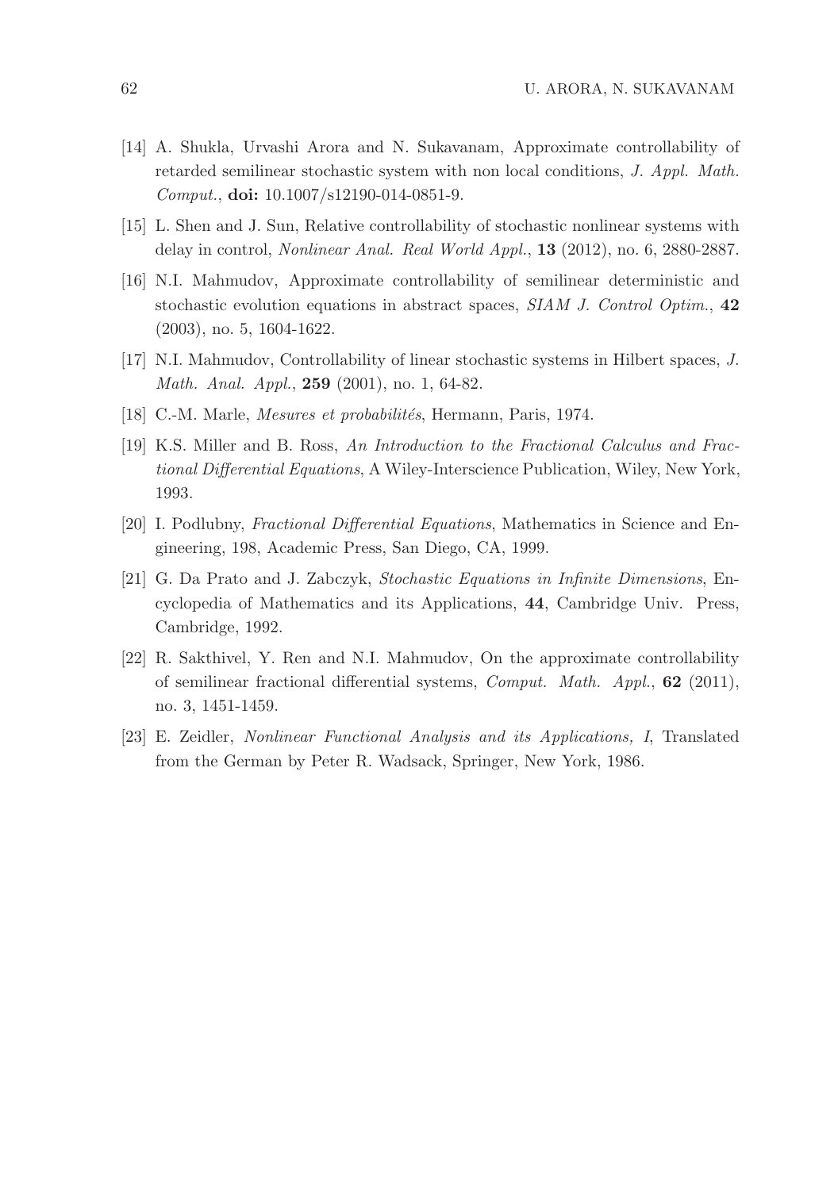[14] A. Shukla, Urvashi Arora and N. Sukavanam, Approximate controllability of retarded semilinear stochastic system with non local conditions, *J. Appl. Math. Comput.*, **doi:** 10.1007/s12190-014-0851-9.

[15] L. Shen and J. Sun, Relative controllability of stochastic nonlinear systems with delay in control, *Nonlinear Anal. Real World Appl.*, **13** (2012), no. 6, 2880-2887.

[16] N.I. Mahmudov, Approximate controllability of semilinear deterministic and stochastic evolution equations in abstract spaces, *SIAM J. Control Optim.*, **42** (2003), no. 5, 1604-1622.

[17] N.I. Mahmudov, Controllability of linear stochastic systems in Hilbert spaces, *J. Math. Anal. Appl.*, **259** (2001), no. 1, 64-82.

[18] C.-M. Marle, *Mesures et probabilités*, Hermann, Paris, 1974.

[19] K.S. Miller and B. Ross, *An Introduction to the Fractional Calculus and Fractional Differential Equations*, A Wiley-Interscience Publication, Wiley, New York, 1993.

[20] I. Podlubny, *Fractional Differential Equations*, Mathematics in Science and Engineering, 198, Academic Press, San Diego, CA, 1999.

[21] G. Da Prato and J. Zabczyk, *Stochastic Equations in Infinite Dimensions*, Encyclopedia of Mathematics and its Applications, **44**, Cambridge Univ. Press, Cambridge, 1992.

[22] R. Sakthivel, Y. Ren and N.I. Mahmudov, On the approximate controllability of semilinear fractional differential systems, *Comput. Math. Appl.*, **62** (2011), no. 3, 1451-1459.

[23] E. Zeidler, *Nonlinear Functional Analysis and its Applications, I*, Translated from the German by Peter R. Wadsack, Springer, New York, 1986.